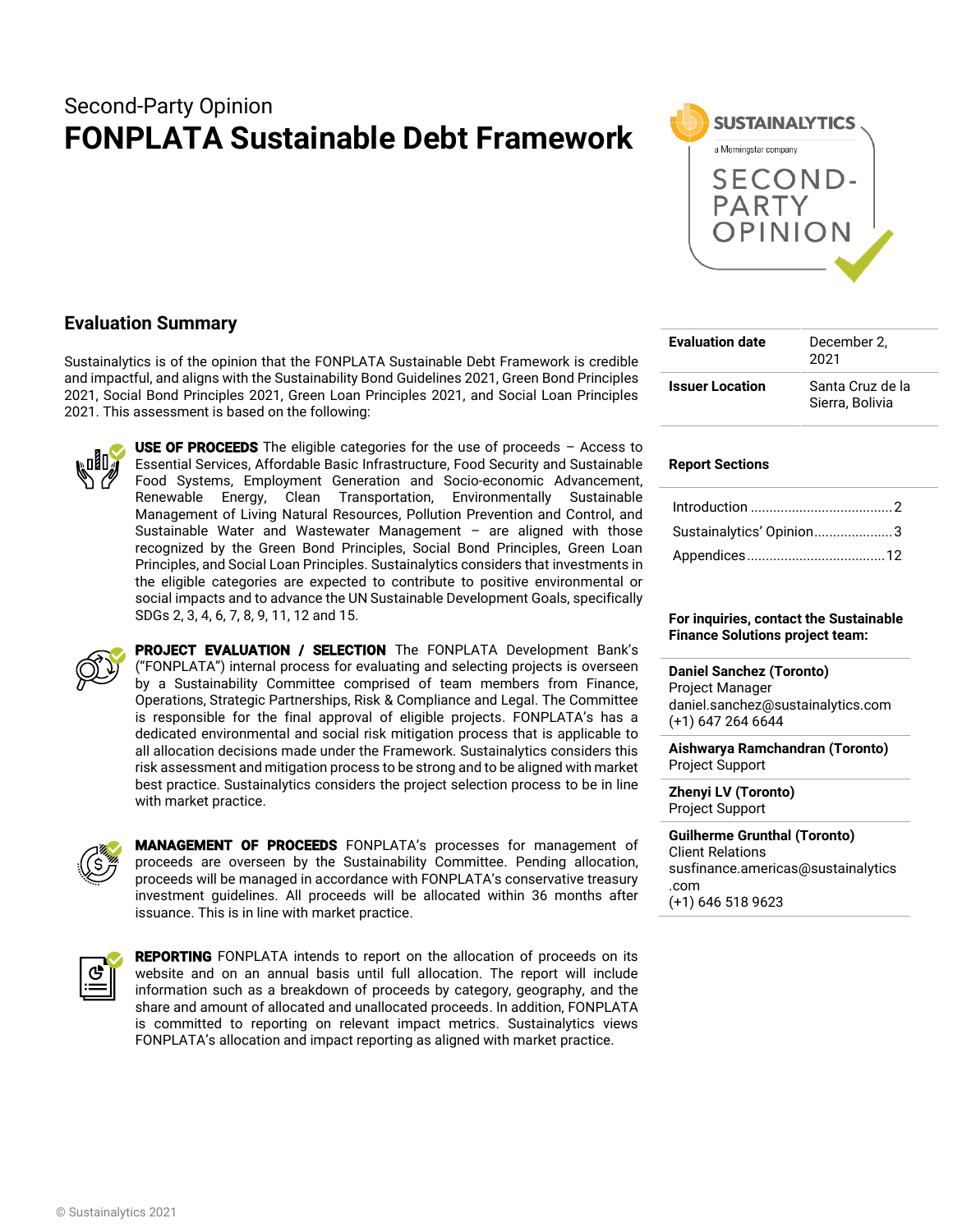Second-Party Opinion

# FONPLATA Sustainable Debt Framework

## Evaluation Summary

Sustainalytics is of the opinion that the FONPLATA Sustainable Debt Framework is credible and impactful, and aligns with the Sustainability Bond Guidelines 2021, Green Bond Principles 2021, Social Bond Principles 2021, Green Loan Principles 2021, and Social Loan Principles 2021. This assessment is based on the following:

**USE OF PROCEEDS** The eligible categories for the use of proceeds – Access to Essential Services, Affordable Basic Infrastructure, Food Security and Sustainable Food Systems, Employment Generation and Socio-economic Advancement, Renewable Energy, Clean Transportation, Environmentally Sustainable Management of Living Natural Resources, Pollution Prevention and Control, and Sustainable Water and Wastewater Management – are aligned with those recognized by the Green Bond Principles, Social Bond Principles, Green Loan Principles, and Social Loan Principles. Sustainalytics considers that investments in the eligible categories are expected to contribute to positive environmental or social impacts and to advance the UN Sustainable Development Goals, specifically SDGs 2, 3, 4, 6, 7, 8, 9, 11, 12 and 15.

**PROJECT EVALUATION / SELECTION** The FONPLATA Development Bank's ("FONPLATA") internal process for evaluating and selecting projects is overseen by a Sustainability Committee comprised of team members from Finance, Operations, Strategic Partnerships, Risk & Compliance and Legal. The Committee is responsible for the final approval of eligible projects. FONPLATA's has a dedicated environmental and social risk mitigation process that is applicable to all allocation decisions made under the Framework. Sustainalytics considers this risk assessment and mitigation process to be strong and to be aligned with market best practice. Sustainalytics considers the project selection process to be in line with market practice.

**MANAGEMENT OF PROCEEDS** FONPLATA's processes for management of proceeds are overseen by the Sustainability Committee. Pending allocation, proceeds will be managed in accordance with FONPLATA's conservative treasury investment guidelines. All proceeds will be allocated within 36 months after issuance. This is in line with market practice.

**REPORTING** FONPLATA intends to report on the allocation of proceeds on its website and on an annual basis until full allocation. The report will include information such as a breakdown of proceeds by category, geography, and the share and amount of allocated and unallocated proceeds. In addition, FONPLATA is committed to reporting on relevant impact metrics. Sustainalytics views FONPLATA's allocation and impact reporting as aligned with market practice.

| | |
|---|---|
| **Evaluation date** | December 2, 2021 |
| **Issuer Location** | Santa Cruz de la Sierra, Bolivia |

**Report Sections**

- Introduction ..................................... 2
- Sustainalytics' Opinion..................... 3
- Appendices .................................... 12

**For inquiries, contact the Sustainable Finance Solutions project team:**

**Daniel Sanchez (Toronto)**
Project Manager
daniel.sanchez@sustainalytics.com
(+1) 647 264 6644

**Aishwarya Ramchandran (Toronto)**
Project Support

**Zhenyi LV (Toronto)**
Project Support

**Guilherme Grunthal (Toronto)**
Client Relations
susfinance.americas@sustainalytics.com
(+1) 646 518 9623

© Sustainalytics 2021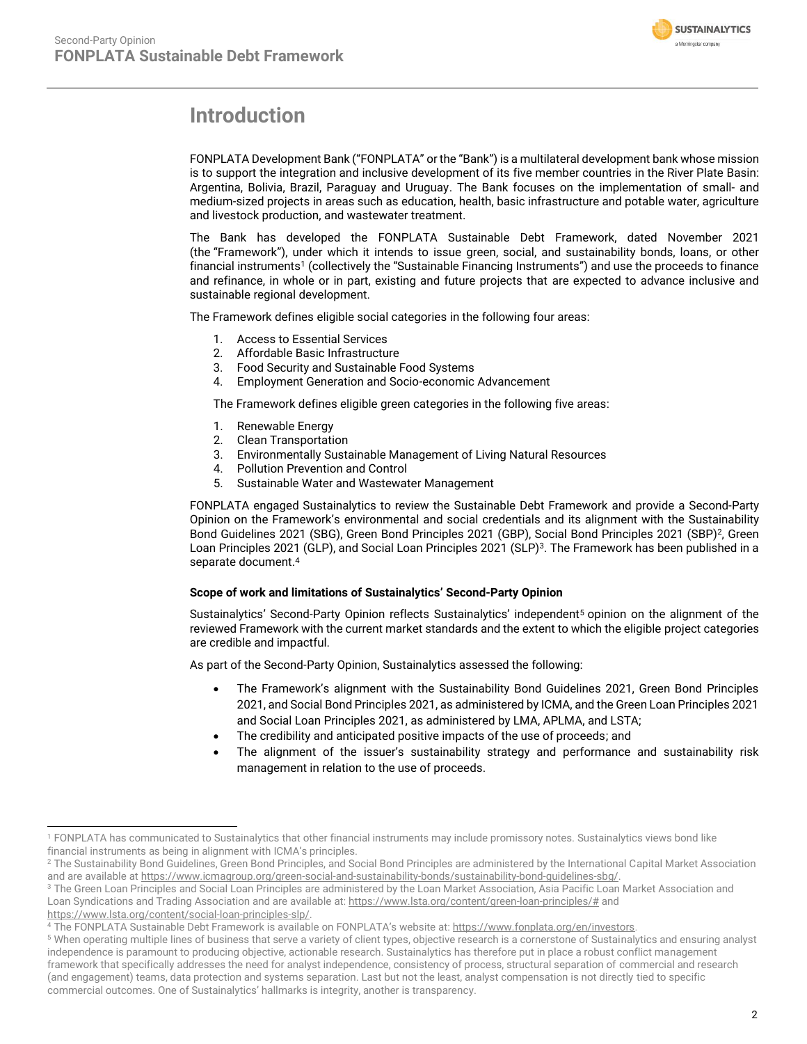# Introduction

FONPLATA Development Bank ("FONPLATA" or the "Bank") is a multilateral development bank whose mission is to support the integration and inclusive development of its five member countries in the River Plate Basin: Argentina, Bolivia, Brazil, Paraguay and Uruguay. The Bank focuses on the implementation of small- and medium-sized projects in areas such as education, health, basic infrastructure and potable water, agriculture and livestock production, and wastewater treatment.

The Bank has developed the FONPLATA Sustainable Debt Framework, dated November 2021 (the "Framework"), under which it intends to issue green, social, and sustainability bonds, loans, or other financial instruments[1] (collectively the "Sustainable Financing Instruments") and use the proceeds to finance and refinance, in whole or in part, existing and future projects that are expected to advance inclusive and sustainable regional development.

The Framework defines eligible social categories in the following four areas:

1. Access to Essential Services
2. Affordable Basic Infrastructure
3. Food Security and Sustainable Food Systems
4. Employment Generation and Socio-economic Advancement

The Framework defines eligible green categories in the following five areas:

1. Renewable Energy
2. Clean Transportation
3. Environmentally Sustainable Management of Living Natural Resources
4. Pollution Prevention and Control
5. Sustainable Water and Wastewater Management

FONPLATA engaged Sustainalytics to review the Sustainable Debt Framework and provide a Second-Party Opinion on the Framework's environmental and social credentials and its alignment with the Sustainability Bond Guidelines 2021 (SBG), Green Bond Principles 2021 (GBP), Social Bond Principles 2021 (SBP)[2], Green Loan Principles 2021 (GLP), and Social Loan Principles 2021 (SLP)[3]. The Framework has been published in a separate document.[4]

**Scope of work and limitations of Sustainalytics' Second-Party Opinion**

Sustainalytics' Second-Party Opinion reflects Sustainalytics' independent[5] opinion on the alignment of the reviewed Framework with the current market standards and the extent to which the eligible project categories are credible and impactful.

As part of the Second-Party Opinion, Sustainalytics assessed the following:

- The Framework's alignment with the Sustainability Bond Guidelines 2021, Green Bond Principles 2021, and Social Bond Principles 2021, as administered by ICMA, and the Green Loan Principles 2021 and Social Loan Principles 2021, as administered by LMA, APLMA, and LSTA;
- The credibility and anticipated positive impacts of the use of proceeds; and
- The alignment of the issuer's sustainability strategy and performance and sustainability risk management in relation to the use of proceeds.

---

[1] FONPLATA has communicated to Sustainalytics that other financial instruments may include promissory notes. Sustainalytics views bond like financial instruments as being in alignment with ICMA's principles.

[2] The Sustainability Bond Guidelines, Green Bond Principles, and Social Bond Principles are administered by the International Capital Market Association and are available at https://www.icmagroup.org/green-social-and-sustainability-bonds/sustainability-bond-guidelines-sbg/.

[3] The Green Loan Principles and Social Loan Principles are administered by the Loan Market Association, Asia Pacific Loan Market Association and Loan Syndications and Trading Association and are available at: https://www.lsta.org/content/green-loan-principles/# and https://www.lsta.org/content/social-loan-principles-slp/.

[4] The FONPLATA Sustainable Debt Framework is available on FONPLATA's website at: https://www.fonplata.org/en/investors.

[5] When operating multiple lines of business that serve a variety of client types, objective research is a cornerstone of Sustainalytics and ensuring analyst independence is paramount to producing objective, actionable research. Sustainalytics has therefore put in place a robust conflict management framework that specifically addresses the need for analyst independence, consistency of process, structural separation of commercial and research (and engagement) teams, data protection and systems separation. Last but not the least, analyst compensation is not directly tied to specific commercial outcomes. One of Sustainalytics' hallmarks is integrity, another is transparency.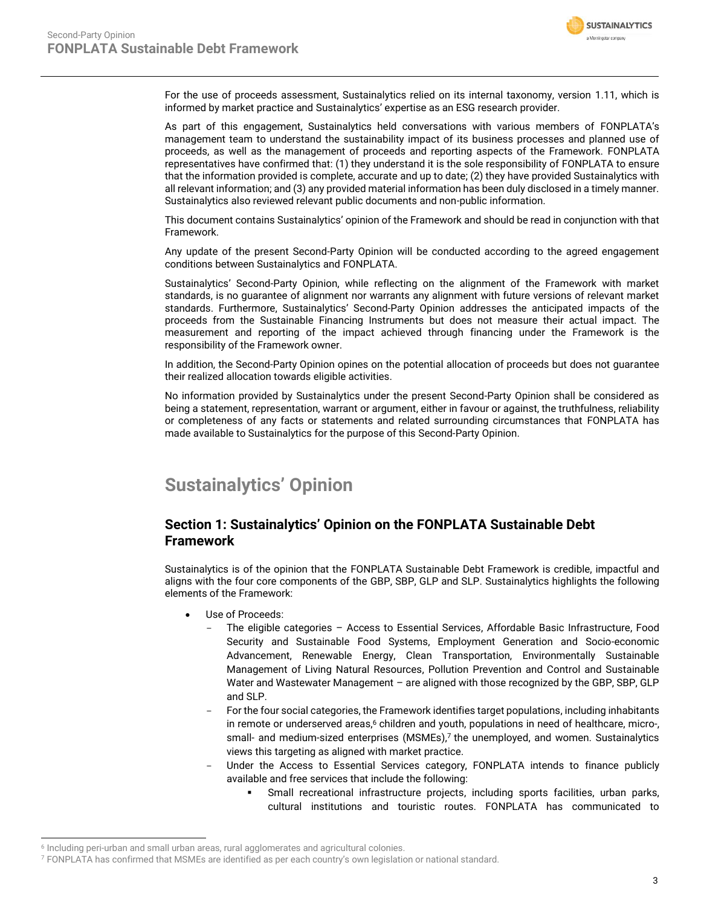For the use of proceeds assessment, Sustainalytics relied on its internal taxonomy, version 1.11, which is informed by market practice and Sustainalytics' expertise as an ESG research provider.

As part of this engagement, Sustainalytics held conversations with various members of FONPLATA's management team to understand the sustainability impact of its business processes and planned use of proceeds, as well as the management of proceeds and reporting aspects of the Framework. FONPLATA representatives have confirmed that: (1) they understand it is the sole responsibility of FONPLATA to ensure that the information provided is complete, accurate and up to date; (2) they have provided Sustainalytics with all relevant information; and (3) any provided material information has been duly disclosed in a timely manner. Sustainalytics also reviewed relevant public documents and non-public information.

This document contains Sustainalytics' opinion of the Framework and should be read in conjunction with that Framework.

Any update of the present Second-Party Opinion will be conducted according to the agreed engagement conditions between Sustainalytics and FONPLATA.

Sustainalytics' Second-Party Opinion, while reflecting on the alignment of the Framework with market standards, is no guarantee of alignment nor warrants any alignment with future versions of relevant market standards. Furthermore, Sustainalytics' Second-Party Opinion addresses the anticipated impacts of the proceeds from the Sustainable Financing Instruments but does not measure their actual impact. The measurement and reporting of the impact achieved through financing under the Framework is the responsibility of the Framework owner.

In addition, the Second-Party Opinion opines on the potential allocation of proceeds but does not guarantee their realized allocation towards eligible activities.

No information provided by Sustainalytics under the present Second-Party Opinion shall be considered as being a statement, representation, warrant or argument, either in favour or against, the truthfulness, reliability or completeness of any facts or statements and related surrounding circumstances that FONPLATA has made available to Sustainalytics for the purpose of this Second-Party Opinion.

# Sustainalytics' Opinion

## Section 1: Sustainalytics' Opinion on the FONPLATA Sustainable Debt Framework

Sustainalytics is of the opinion that the FONPLATA Sustainable Debt Framework is credible, impactful and aligns with the four core components of the GBP, SBP, GLP and SLP. Sustainalytics highlights the following elements of the Framework:

- Use of Proceeds:
  - The eligible categories – Access to Essential Services, Affordable Basic Infrastructure, Food Security and Sustainable Food Systems, Employment Generation and Socio-economic Advancement, Renewable Energy, Clean Transportation, Environmentally Sustainable Management of Living Natural Resources, Pollution Prevention and Control and Sustainable Water and Wastewater Management – are aligned with those recognized by the GBP, SBP, GLP and SLP.
  - For the four social categories, the Framework identifies target populations, including inhabitants in remote or underserved areas,[6] children and youth, populations in need of healthcare, micro-, small- and medium-sized enterprises (MSMEs),[7] the unemployed, and women. Sustainalytics views this targeting as aligned with market practice.
  - Under the Access to Essential Services category, FONPLATA intends to finance publicly available and free services that include the following:
    - Small recreational infrastructure projects, including sports facilities, urban parks, cultural institutions and touristic routes. FONPLATA has communicated to

[6] Including peri-urban and small urban areas, rural agglomerates and agricultural colonies.

[7] FONPLATA has confirmed that MSMEs are identified as per each country's own legislation or national standard.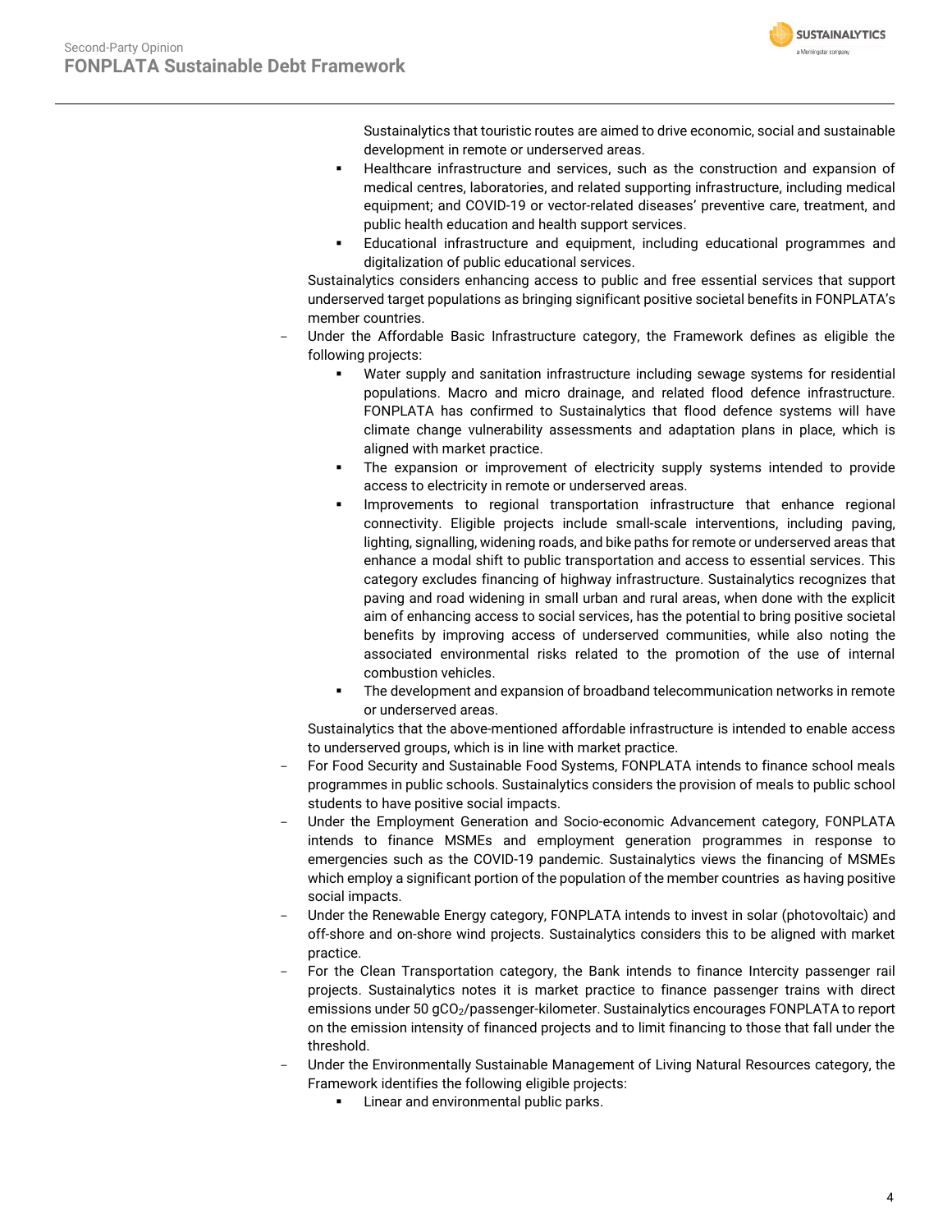Sustainalytics that touristic routes are aimed to drive economic, social and sustainable development in remote or underserved areas.
    - Healthcare infrastructure and services, such as the construction and expansion of medical centres, laboratories, and related supporting infrastructure, including medical equipment; and COVID-19 or vector-related diseases' preventive care, treatment, and public health education and health support services.
    - Educational infrastructure and equipment, including educational programmes and digitalization of public educational services.

  Sustainalytics considers enhancing access to public and free essential services that support underserved target populations as bringing significant positive societal benefits in FONPLATA's member countries.

- Under the Affordable Basic Infrastructure category, the Framework defines as eligible the following projects:
    - Water supply and sanitation infrastructure including sewage systems for residential populations. Macro and micro drainage, and related flood defence infrastructure. FONPLATA has confirmed to Sustainalytics that flood defence systems will have climate change vulnerability assessments and adaptation plans in place, which is aligned with market practice.
    - The expansion or improvement of electricity supply systems intended to provide access to electricity in remote or underserved areas.
    - Improvements to regional transportation infrastructure that enhance regional connectivity. Eligible projects include small-scale interventions, including paving, lighting, signalling, widening roads, and bike paths for remote or underserved areas that enhance a modal shift to public transportation and access to essential services. This category excludes financing of highway infrastructure. Sustainalytics recognizes that paving and road widening in small urban and rural areas, when done with the explicit aim of enhancing access to social services, has the potential to bring positive societal benefits by improving access of underserved communities, while also noting the associated environmental risks related to the promotion of the use of internal combustion vehicles.
    - The development and expansion of broadband telecommunication networks in remote or underserved areas.

  Sustainalytics that the above-mentioned affordable infrastructure is intended to enable access to underserved groups, which is in line with market practice.

- For Food Security and Sustainable Food Systems, FONPLATA intends to finance school meals programmes in public schools. Sustainalytics considers the provision of meals to public school students to have positive social impacts.
- Under the Employment Generation and Socio-economic Advancement category, FONPLATA intends to finance MSMEs and employment generation programmes in response to emergencies such as the COVID-19 pandemic. Sustainalytics views the financing of MSMEs which employ a significant portion of the population of the member countries as having positive social impacts.
- Under the Renewable Energy category, FONPLATA intends to invest in solar (photovoltaic) and off-shore and on-shore wind projects. Sustainalytics considers this to be aligned with market practice.
- For the Clean Transportation category, the Bank intends to finance Intercity passenger rail projects. Sustainalytics notes it is market practice to finance passenger trains with direct emissions under 50 g$CO_2$/passenger-kilometer. Sustainalytics encourages FONPLATA to report on the emission intensity of financed projects and to limit financing to those that fall under the threshold.
- Under the Environmentally Sustainable Management of Living Natural Resources category, the Framework identifies the following eligible projects:
    - Linear and environmental public parks.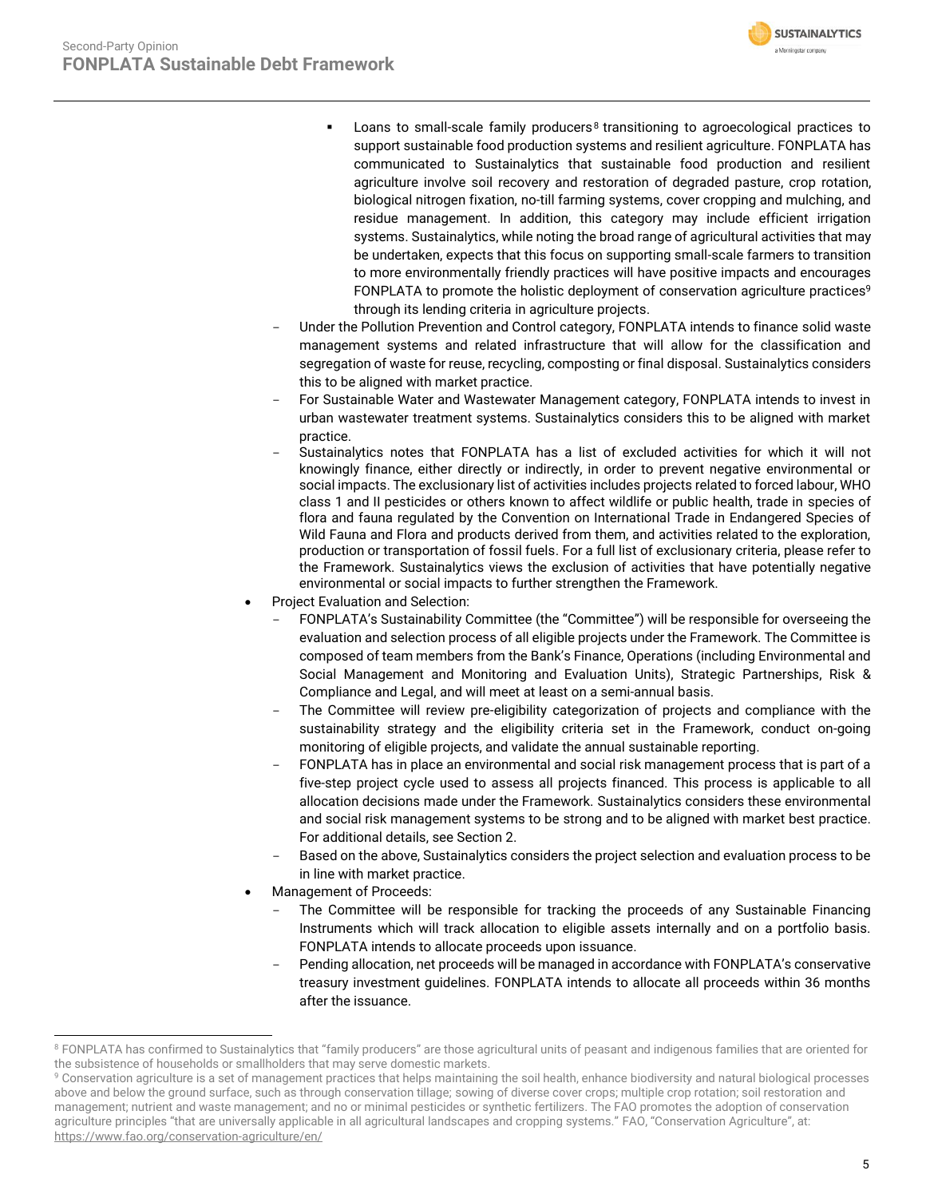- Loans to small-scale family producers[8] transitioning to agroecological practices to support sustainable food production systems and resilient agriculture. FONPLATA has communicated to Sustainalytics that sustainable food production and resilient agriculture involve soil recovery and restoration of degraded pasture, crop rotation, biological nitrogen fixation, no-till farming systems, cover cropping and mulching, and residue management. In addition, this category may include efficient irrigation systems. Sustainalytics, while noting the broad range of agricultural activities that may be undertaken, expects that this focus on supporting small-scale farmers to transition to more environmentally friendly practices will have positive impacts and encourages FONPLATA to promote the holistic deployment of conservation agriculture practices[9] through its lending criteria in agriculture projects.

- Under the Pollution Prevention and Control category, FONPLATA intends to finance solid waste management systems and related infrastructure that will allow for the classification and segregation of waste for reuse, recycling, composting or final disposal. Sustainalytics considers this to be aligned with market practice.
- For Sustainable Water and Wastewater Management category, FONPLATA intends to invest in urban wastewater treatment systems. Sustainalytics considers this to be aligned with market practice.
- Sustainalytics notes that FONPLATA has a list of excluded activities for which it will not knowingly finance, either directly or indirectly, in order to prevent negative environmental or social impacts. The exclusionary list of activities includes projects related to forced labour, WHO class 1 and II pesticides or others known to affect wildlife or public health, trade in species of flora and fauna regulated by the Convention on International Trade in Endangered Species of Wild Fauna and Flora and products derived from them, and activities related to the exploration, production or transportation of fossil fuels. For a full list of exclusionary criteria, please refer to the Framework. Sustainalytics views the exclusion of activities that have potentially negative environmental or social impacts to further strengthen the Framework.

- Project Evaluation and Selection:
  - FONPLATA's Sustainability Committee (the "Committee") will be responsible for overseeing the evaluation and selection process of all eligible projects under the Framework. The Committee is composed of team members from the Bank's Finance, Operations (including Environmental and Social Management and Monitoring and Evaluation Units), Strategic Partnerships, Risk & Compliance and Legal, and will meet at least on a semi-annual basis.
  - The Committee will review pre-eligibility categorization of projects and compliance with the sustainability strategy and the eligibility criteria set in the Framework, conduct on-going monitoring of eligible projects, and validate the annual sustainable reporting.
  - FONPLATA has in place an environmental and social risk management process that is part of a five-step project cycle used to assess all projects financed. This process is applicable to all allocation decisions made under the Framework. Sustainalytics considers these environmental and social risk management systems to be strong and to be aligned with market best practice. For additional details, see Section 2.
  - Based on the above, Sustainalytics considers the project selection and evaluation process to be in line with market practice.
- Management of Proceeds:
  - The Committee will be responsible for tracking the proceeds of any Sustainable Financing Instruments which will track allocation to eligible assets internally and on a portfolio basis. FONPLATA intends to allocate proceeds upon issuance.
  - Pending allocation, net proceeds will be managed in accordance with FONPLATA's conservative treasury investment guidelines. FONPLATA intends to allocate all proceeds within 36 months after the issuance.

---

[8] FONPLATA has confirmed to Sustainalytics that "family producers" are those agricultural units of peasant and indigenous families that are oriented for the subsistence of households or smallholders that may serve domestic markets.

[9] Conservation agriculture is a set of management practices that helps maintaining the soil health, enhance biodiversity and natural biological processes above and below the ground surface, such as through conservation tillage; sowing of diverse cover crops; multiple crop rotation; soil restoration and management; nutrient and waste management; and no or minimal pesticides or synthetic fertilizers. The FAO promotes the adoption of conservation agriculture principles "that are universally applicable in all agricultural landscapes and cropping systems." FAO, "Conservation Agriculture", at: https://www.fao.org/conservation-agriculture/en/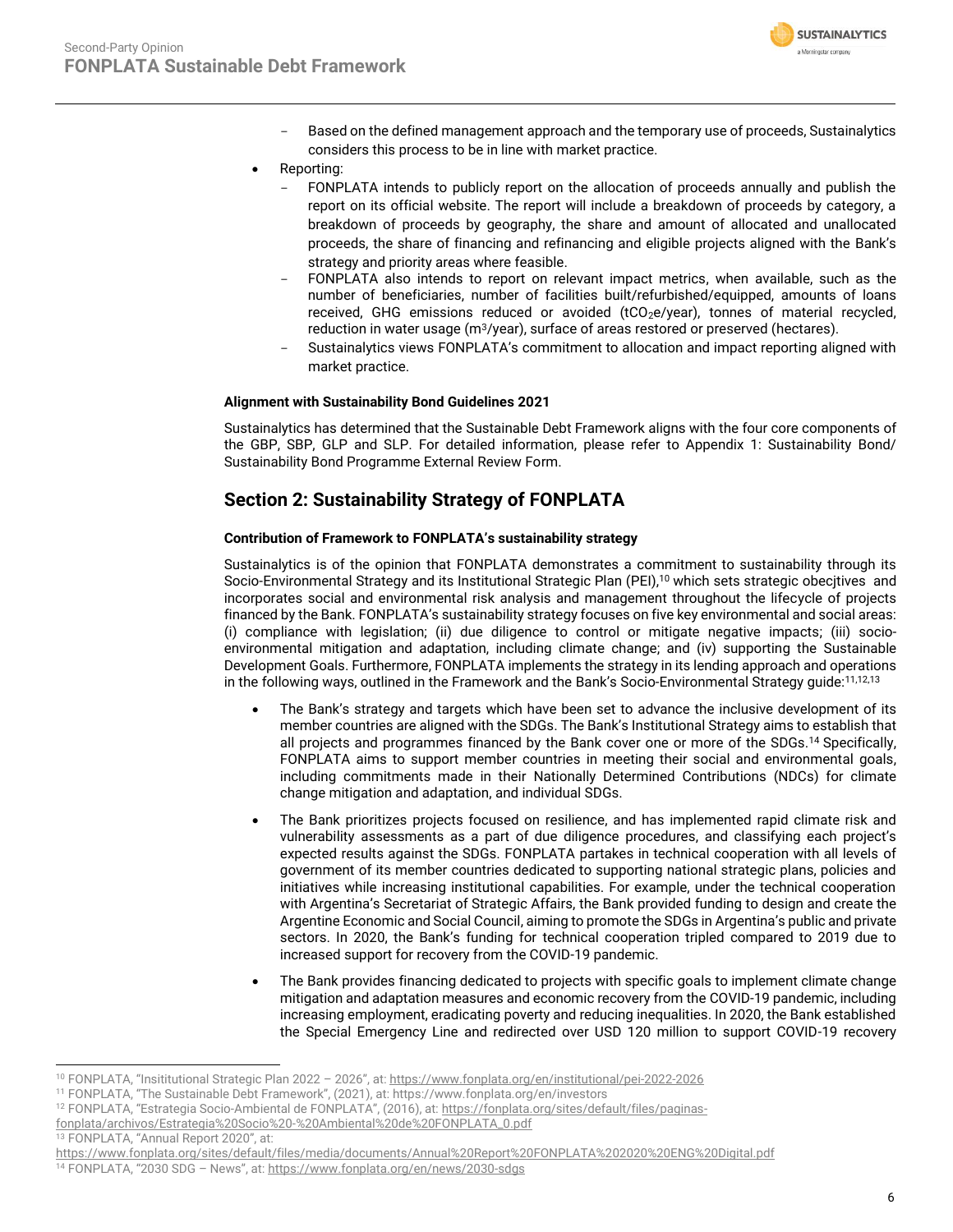- Based on the defined management approach and the temporary use of proceeds, Sustainalytics considers this process to be in line with market practice.
- Reporting:
   - FONPLATA intends to publicly report on the allocation of proceeds annually and publish the report on its official website. The report will include a breakdown of proceeds by category, a breakdown of proceeds by geography, the share and amount of allocated and unallocated proceeds, the share of financing and refinancing and eligible projects aligned with the Bank's strategy and priority areas where feasible.
   - FONPLATA also intends to report on relevant impact metrics, when available, such as the number of beneficiaries, number of facilities built/refurbished/equipped, amounts of loans received, GHG emissions reduced or avoided ($tCO_2e$/year), tonnes of material recycled, reduction in water usage ($m^3$/year), surface of areas restored or preserved (hectares).
   - Sustainalytics views FONPLATA's commitment to allocation and impact reporting aligned with market practice.

**Alignment with Sustainability Bond Guidelines 2021**

Sustainalytics has determined that the Sustainable Debt Framework aligns with the four core components of the GBP, SBP, GLP and SLP. For detailed information, please refer to Appendix 1: Sustainability Bond/ Sustainability Bond Programme External Review Form.

## Section 2: Sustainability Strategy of FONPLATA

**Contribution of Framework to FONPLATA's sustainability strategy**

Sustainalytics is of the opinion that FONPLATA demonstrates a commitment to sustainability through its Socio-Environmental Strategy and its Institutional Strategic Plan (PEI),[10] which sets strategic obecjtives and incorporates social and environmental risk analysis and management throughout the lifecycle of projects financed by the Bank. FONPLATA's sustainability strategy focuses on five key environmental and social areas: (i) compliance with legislation; (ii) due diligence to control or mitigate negative impacts; (iii) socio-environmental mitigation and adaptation, including climate change; and (iv) supporting the Sustainable Development Goals. Furthermore, FONPLATA implements the strategy in its lending approach and operations in the following ways, outlined in the Framework and the Bank's Socio-Environmental Strategy guide:[11,12,13]

- The Bank's strategy and targets which have been set to advance the inclusive development of its member countries are aligned with the SDGs. The Bank's Institutional Strategy aims to establish that all projects and programmes financed by the Bank cover one or more of the SDGs.[14] Specifically, FONPLATA aims to support member countries in meeting their social and environmental goals, including commitments made in their Nationally Determined Contributions (NDCs) for climate change mitigation and adaptation, and individual SDGs.

- The Bank prioritizes projects focused on resilience, and has implemented rapid climate risk and vulnerability assessments as a part of due diligence procedures, and classifying each project's expected results against the SDGs. FONPLATA partakes in technical cooperation with all levels of government of its member countries dedicated to supporting national strategic plans, policies and initiatives while increasing institutional capabilities. For example, under the technical cooperation with Argentina's Secretariat of Strategic Affairs, the Bank provided funding to design and create the Argentine Economic and Social Council, aiming to promote the SDGs in Argentina's public and private sectors. In 2020, the Bank's funding for technical cooperation tripled compared to 2019 due to increased support for recovery from the COVID-19 pandemic.

- The Bank provides financing dedicated to projects with specific goals to implement climate change mitigation and adaptation measures and economic recovery from the COVID-19 pandemic, including increasing employment, eradicating poverty and reducing inequalities. In 2020, the Bank established the Special Emergency Line and redirected over USD 120 million to support COVID-19 recovery

---

[10] FONPLATA, "Insititutional Strategic Plan 2022 – 2026", at: https://www.fonplata.org/en/institutional/pei-2022-2026

[11] FONPLATA, "The Sustainable Debt Framework", (2021), at: https://www.fonplata.org/en/investors

[12] FONPLATA, "Estrategia Socio-Ambiental de FONPLATA", (2016), at: https://fonplata.org/sites/default/files/paginas-fonplata/archivos/Estrategia%20Socio%20-%20Ambiental%20de%20FONPLATA_0.pdf

[13] FONPLATA, "Annual Report 2020", at: https://www.fonplata.org/sites/default/files/media/documents/Annual%20Report%20FONPLATA%202020%20ENG%20Digital.pdf

[14] FONPLATA, "2030 SDG – News", at: https://www.fonplata.org/en/news/2030-sdgs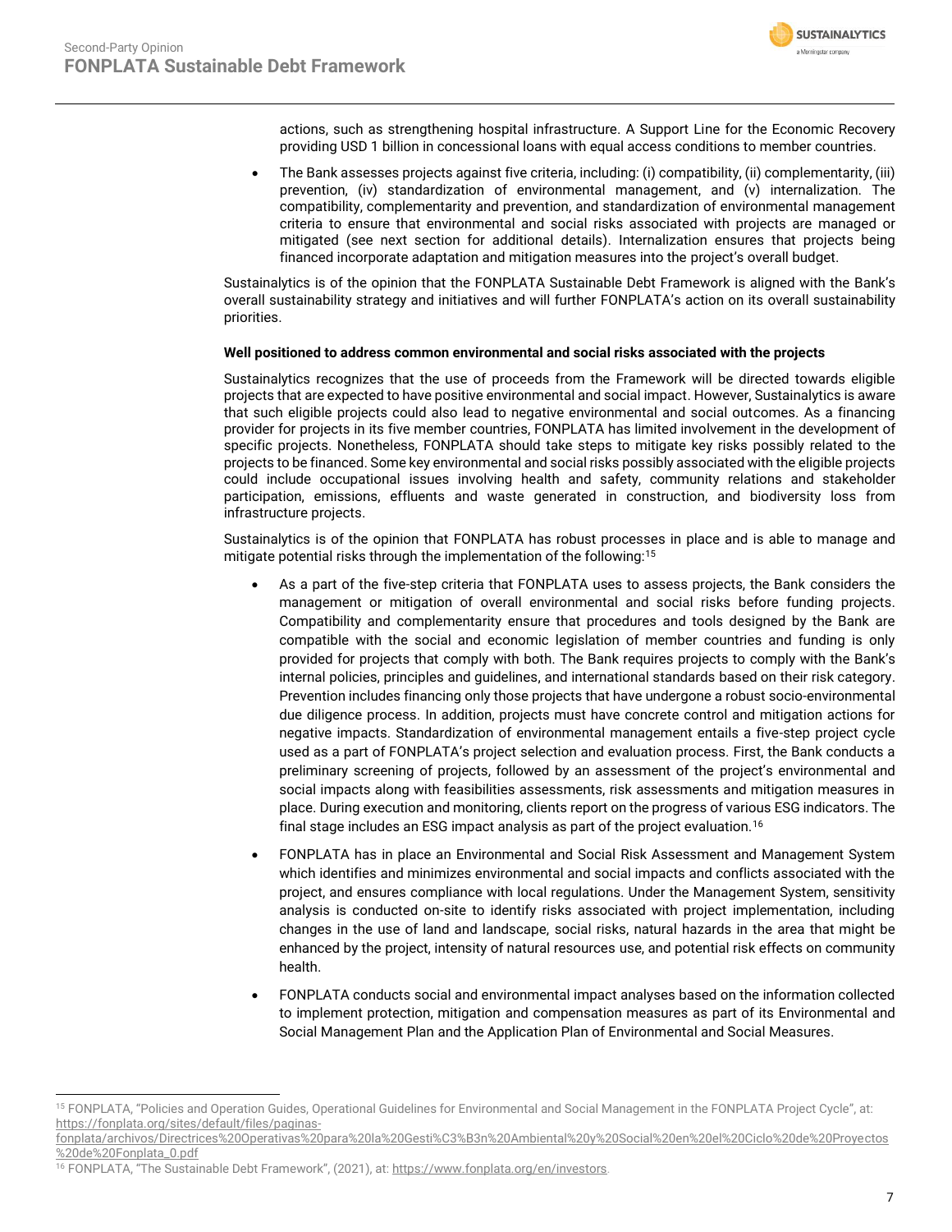actions, such as strengthening hospital infrastructure. A Support Line for the Economic Recovery providing USD 1 billion in concessional loans with equal access conditions to member countries.

- The Bank assesses projects against five criteria, including: (i) compatibility, (ii) complementarity, (iii) prevention, (iv) standardization of environmental management, and (v) internalization. The compatibility, complementarity and prevention, and standardization of environmental management criteria to ensure that environmental and social risks associated with projects are managed or mitigated (see next section for additional details). Internalization ensures that projects being financed incorporate adaptation and mitigation measures into the project's overall budget.

Sustainalytics is of the opinion that the FONPLATA Sustainable Debt Framework is aligned with the Bank's overall sustainability strategy and initiatives and will further FONPLATA's action on its overall sustainability priorities.

**Well positioned to address common environmental and social risks associated with the projects**

Sustainalytics recognizes that the use of proceeds from the Framework will be directed towards eligible projects that are expected to have positive environmental and social impact. However, Sustainalytics is aware that such eligible projects could also lead to negative environmental and social outcomes. As a financing provider for projects in its five member countries, FONPLATA has limited involvement in the development of specific projects. Nonetheless, FONPLATA should take steps to mitigate key risks possibly related to the projects to be financed. Some key environmental and social risks possibly associated with the eligible projects could include occupational issues involving health and safety, community relations and stakeholder participation, emissions, effluents and waste generated in construction, and biodiversity loss from infrastructure projects.

Sustainalytics is of the opinion that FONPLATA has robust processes in place and is able to manage and mitigate potential risks through the implementation of the following:[15]

- As a part of the five-step criteria that FONPLATA uses to assess projects, the Bank considers the management or mitigation of overall environmental and social risks before funding projects. Compatibility and complementarity ensure that procedures and tools designed by the Bank are compatible with the social and economic legislation of member countries and funding is only provided for projects that comply with both. The Bank requires projects to comply with the Bank's internal policies, principles and guidelines, and international standards based on their risk category. Prevention includes financing only those projects that have undergone a robust socio-environmental due diligence process. In addition, projects must have concrete control and mitigation actions for negative impacts. Standardization of environmental management entails a five-step project cycle used as a part of FONPLATA's project selection and evaluation process. First, the Bank conducts a preliminary screening of projects, followed by an assessment of the project's environmental and social impacts along with feasibilities assessments, risk assessments and mitigation measures in place. During execution and monitoring, clients report on the progress of various ESG indicators. The final stage includes an ESG impact analysis as part of the project evaluation.[16]
- FONPLATA has in place an Environmental and Social Risk Assessment and Management System which identifies and minimizes environmental and social impacts and conflicts associated with the project, and ensures compliance with local regulations. Under the Management System, sensitivity analysis is conducted on-site to identify risks associated with project implementation, including changes in the use of land and landscape, social risks, natural hazards in the area that might be enhanced by the project, intensity of natural resources use, and potential risk effects on community health.
- FONPLATA conducts social and environmental impact analyses based on the information collected to implement protection, mitigation and compensation measures as part of its Environmental and Social Management Plan and the Application Plan of Environmental and Social Measures.

---

[15] FONPLATA, "Policies and Operation Guides, Operational Guidelines for Environmental and Social Management in the FONPLATA Project Cycle", at: https://fonplata.org/sites/default/files/paginas-fonplata/archivos/Directrices%20Operativas%20para%20la%20Gesti%C3%B3n%20Ambiental%20y%20Social%20en%20el%20Ciclo%20de%20Proyectos%20de%20Fonplata_0.pdf

[16] FONPLATA, "The Sustainable Debt Framework", (2021), at: https://www.fonplata.org/en/investors.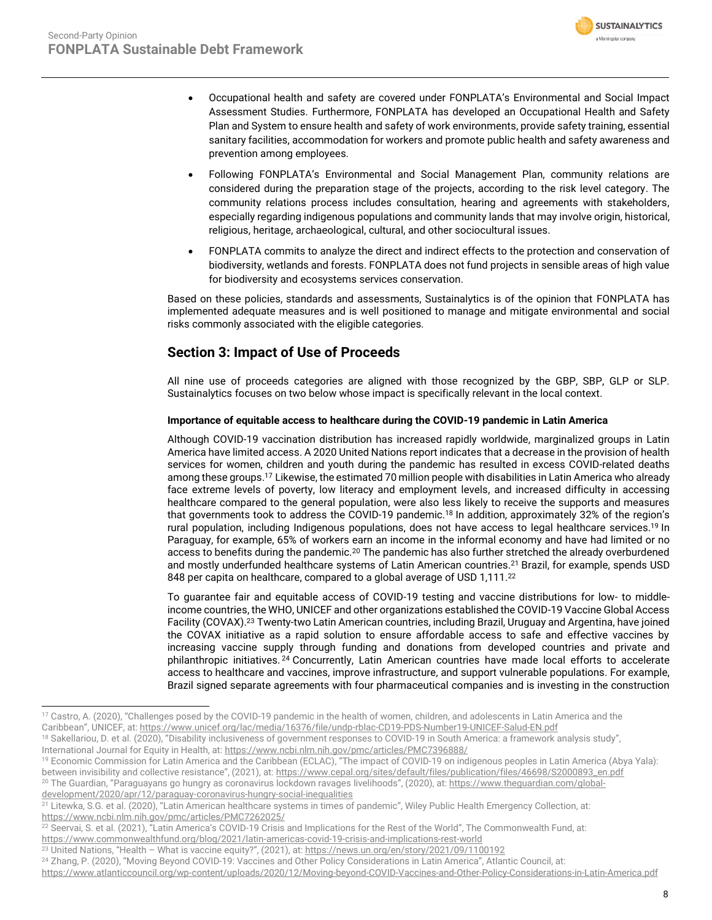- Occupational health and safety are covered under FONPLATA's Environmental and Social Impact Assessment Studies. Furthermore, FONPLATA has developed an Occupational Health and Safety Plan and System to ensure health and safety of work environments, provide safety training, essential sanitary facilities, accommodation for workers and promote public health and safety awareness and prevention among employees.
- Following FONPLATA's Environmental and Social Management Plan, community relations are considered during the preparation stage of the projects, according to the risk level category. The community relations process includes consultation, hearing and agreements with stakeholders, especially regarding indigenous populations and community lands that may involve origin, historical, religious, heritage, archaeological, cultural, and other sociocultural issues.
- FONPLATA commits to analyze the direct and indirect effects to the protection and conservation of biodiversity, wetlands and forests. FONPLATA does not fund projects in sensible areas of high value for biodiversity and ecosystems services conservation.

Based on these policies, standards and assessments, Sustainalytics is of the opinion that FONPLATA has implemented adequate measures and is well positioned to manage and mitigate environmental and social risks commonly associated with the eligible categories.

## Section 3: Impact of Use of Proceeds

All nine use of proceeds categories are aligned with those recognized by the GBP, SBP, GLP or SLP. Sustainalytics focuses on two below whose impact is specifically relevant in the local context.

**Importance of equitable access to healthcare during the COVID-19 pandemic in Latin America**

Although COVID-19 vaccination distribution has increased rapidly worldwide, marginalized groups in Latin America have limited access. A 2020 United Nations report indicates that a decrease in the provision of health services for women, children and youth during the pandemic has resulted in excess COVID-related deaths among these groups.[17] Likewise, the estimated 70 million people with disabilities in Latin America who already face extreme levels of poverty, low literacy and employment levels, and increased difficulty in accessing healthcare compared to the general population, were also less likely to receive the supports and measures that governments took to address the COVID-19 pandemic.[18] In addition, approximately 32% of the region's rural population, including Indigenous populations, does not have access to legal healthcare services.[19] In Paraguay, for example, 65% of workers earn an income in the informal economy and have had limited or no access to benefits during the pandemic.[20] The pandemic has also further stretched the already overburdened and mostly underfunded healthcare systems of Latin American countries.[21] Brazil, for example, spends USD 848 per capita on healthcare, compared to a global average of USD 1,111.[22]

To guarantee fair and equitable access of COVID-19 testing and vaccine distributions for low- to middle-income countries, the WHO, UNICEF and other organizations established the COVID-19 Vaccine Global Access Facility (COVAX).[23] Twenty-two Latin American countries, including Brazil, Uruguay and Argentina, have joined the COVAX initiative as a rapid solution to ensure affordable access to safe and effective vaccines by increasing vaccine supply through funding and donations from developed countries and private and philanthropic initiatives.[24] Concurrently, Latin American countries have made local efforts to accelerate access to healthcare and vaccines, improve infrastructure, and support vulnerable populations. For example, Brazil signed separate agreements with four pharmaceutical companies and is investing in the construction

---

[17] Castro, A. (2020), "Challenges posed by the COVID-19 pandemic in the health of women, children, and adolescents in Latin America and the Caribbean", UNICEF, at: https://www.unicef.org/lac/media/16376/file/undp-rblac-CD19-PDS-Number19-UNICEF-Salud-EN.pdf

[18] Sakellariou, D. et al. (2020), "Disability inclusiveness of government responses to COVID-19 in South America: a framework analysis study", International Journal for Equity in Health, at: https://www.ncbi.nlm.nih.gov/pmc/articles/PMC7396888/

[19] Economic Commission for Latin America and the Caribbean (ECLAC), "The impact of COVID-19 on indigenous peoples in Latin America (Abya Yala): between invisibility and collective resistance", (2021), at: https://www.cepal.org/sites/default/files/publication/files/46698/S2000893_en.pdf

[20] The Guardian, "Paraguayans go hungry as coronavirus lockdown ravages livelihoods", (2020), at: https://www.theguardian.com/global-development/2020/apr/12/paraguay-coronavirus-hungry-social-inequalities

[21] Litewka, S.G. et al. (2020), "Latin American healthcare systems in times of pandemic", Wiley Public Health Emergency Collection, at: https://www.ncbi.nlm.nih.gov/pmc/articles/PMC7262025/

[22] Seervai, S. et al. (2021), "Latin America's COVID-19 Crisis and Implications for the Rest of the World", The Commonwealth Fund, at: https://www.commonwealthfund.org/blog/2021/latin-americas-covid-19-crisis-and-implications-rest-world

[23] United Nations, "Health – What is vaccine equity?", (2021), at: https://news.un.org/en/story/2021/09/1100192

[24] Zhang, P. (2020), "Moving Beyond COVID-19: Vaccines and Other Policy Considerations in Latin America", Atlantic Council, at: https://www.atlanticcouncil.org/wp-content/uploads/2020/12/Moving-beyond-COVID-Vaccines-and-Other-Policy-Considerations-in-Latin-America.pdf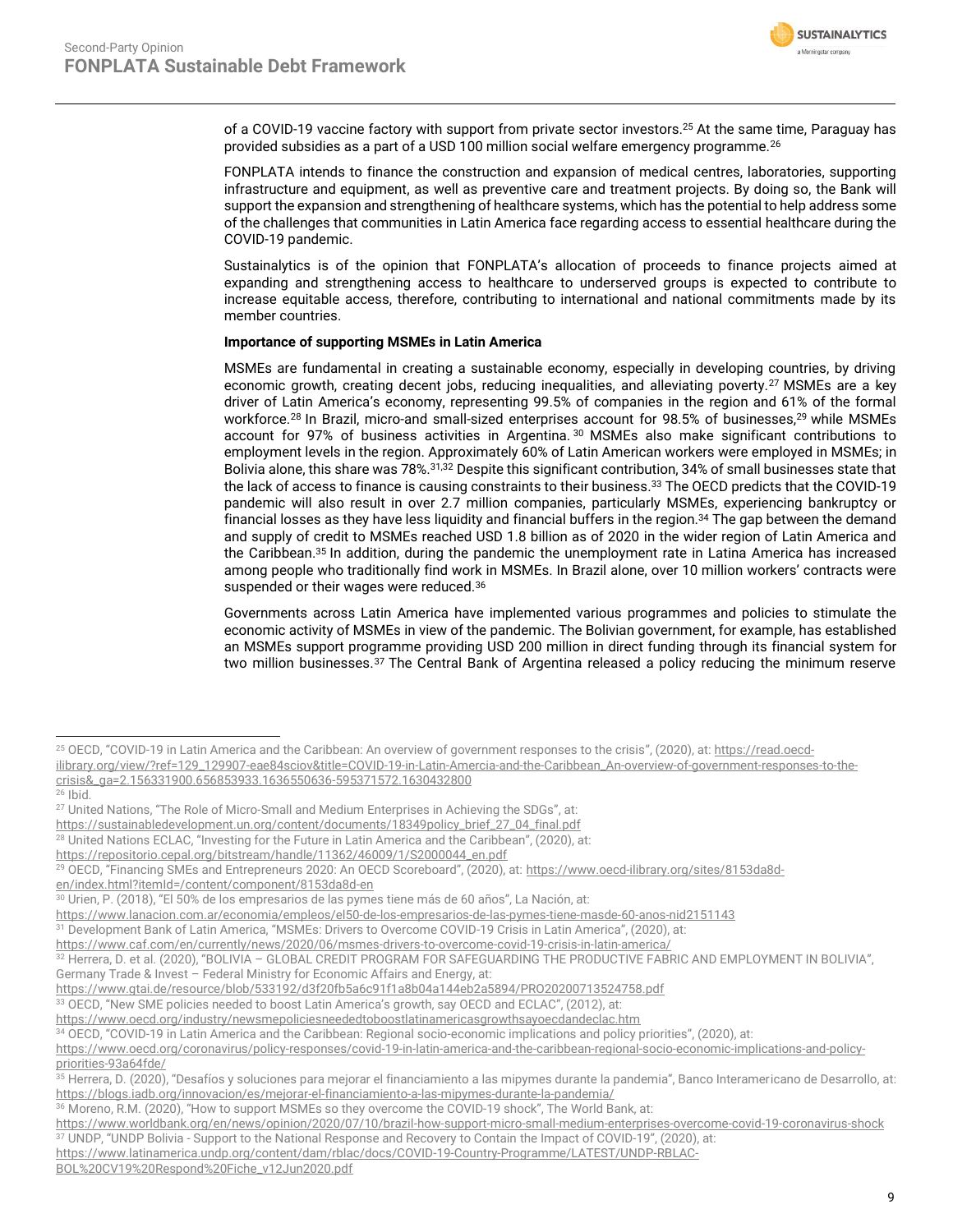of a COVID-19 vaccine factory with support from private sector investors.[25] At the same time, Paraguay has provided subsidies as a part of a USD 100 million social welfare emergency programme.[26]

FONPLATA intends to finance the construction and expansion of medical centres, laboratories, supporting infrastructure and equipment, as well as preventive care and treatment projects. By doing so, the Bank will support the expansion and strengthening of healthcare systems, which has the potential to help address some of the challenges that communities in Latin America face regarding access to essential healthcare during the COVID-19 pandemic.

Sustainalytics is of the opinion that FONPLATA's allocation of proceeds to finance projects aimed at expanding and strengthening access to healthcare to underserved groups is expected to contribute to increase equitable access, therefore, contributing to international and national commitments made by its member countries.

**Importance of supporting MSMEs in Latin America**

MSMEs are fundamental in creating a sustainable economy, especially in developing countries, by driving economic growth, creating decent jobs, reducing inequalities, and alleviating poverty.[27] MSMEs are a key driver of Latin America's economy, representing 99.5% of companies in the region and 61% of the formal workforce.[28] In Brazil, micro-and small-sized enterprises account for 98.5% of businesses,[29] while MSMEs account for 97% of business activities in Argentina.[30] MSMEs also make significant contributions to employment levels in the region. Approximately 60% of Latin American workers were employed in MSMEs; in Bolivia alone, this share was 78%.[31,32] Despite this significant contribution, 34% of small businesses state that the lack of access to finance is causing constraints to their business.[33] The OECD predicts that the COVID-19 pandemic will also result in over 2.7 million companies, particularly MSMEs, experiencing bankruptcy or financial losses as they have less liquidity and financial buffers in the region.[34] The gap between the demand and supply of credit to MSMEs reached USD 1.8 billion as of 2020 in the wider region of Latin America and the Caribbean.[35] In addition, during the pandemic the unemployment rate in Latina America has increased among people who traditionally find work in MSMEs. In Brazil alone, over 10 million workers' contracts were suspended or their wages were reduced.[36]

Governments across Latin America have implemented various programmes and policies to stimulate the economic activity of MSMEs in view of the pandemic. The Bolivian government, for example, has established an MSMEs support programme providing USD 200 million in direct funding through its financial system for two million businesses.[37] The Central Bank of Argentina released a policy reducing the minimum reserve

---

[25] OECD, "COVID-19 in Latin America and the Caribbean: An overview of government responses to the crisis", (2020), at: https://read.oecd-ilibrary.org/view/?ref=129_129907-eae84sciov&title=COVID-19-in-Latin-Amercia-and-the-Caribbean_An-overview-of-government-responses-to-the-crisis&_ga=2.156331900.656853933.1636550636-595371572.1630432800

[26] Ibid.

[27] United Nations, "The Role of Micro-Small and Medium Enterprises in Achieving the SDGs", at: https://sustainabledevelopment.un.org/content/documents/18349policy_brief_27_04_final.pdf

[28] United Nations ECLAC, "Investing for the Future in Latin America and the Caribbean", (2020), at: https://repositorio.cepal.org/bitstream/handle/11362/46009/1/S2000044_en.pdf

[29] OECD, "Financing SMEs and Entrepreneurs 2020: An OECD Scoreboard", (2020), at: https://www.oecd-ilibrary.org/sites/8153da8d-en/index.html?itemId=/content/component/8153da8d-en

[30] Urien, P. (2018), "El 50% de los empresarios de las pymes tiene más de 60 años", La Nación, at: https://www.lanacion.com.ar/economia/empleos/el50-de-los-empresarios-de-las-pymes-tiene-masde-60-anos-nid2151143

[31] Development Bank of Latin America, "MSMEs: Drivers to Overcome COVID-19 Crisis in Latin America", (2020), at: https://www.caf.com/en/currently/news/2020/06/msmes-drivers-to-overcome-covid-19-crisis-in-latin-america/

[32] Herrera, D. et al. (2020), "BOLIVIA – GLOBAL CREDIT PROGRAM FOR SAFEGUARDING THE PRODUCTIVE FABRIC AND EMPLOYMENT IN BOLIVIA", Germany Trade & Invest – Federal Ministry for Economic Affairs and Energy, at: https://www.gtai.de/resource/blob/533192/d3f20fb5a6c91f1a8b04a144eb2a5894/PRO20200713524758.pdf

[33] OECD, "New SME policies needed to boost Latin America's growth, say OECD and ECLAC", (2012), at: https://www.oecd.org/industry/newsmepoliciesneededtoboostlatinamericasgrowthsayoecdandeclac.htm

[34] OECD, "COVID-19 in Latin America and the Caribbean: Regional socio-economic implications and policy priorities", (2020), at: https://www.oecd.org/coronavirus/policy-responses/covid-19-in-latin-america-and-the-caribbean-regional-socio-economic-implications-and-policy-priorities-93a64fde/

[35] Herrera, D. (2020), "Desafíos y soluciones para mejorar el financiamiento a las mipymes durante la pandemia", Banco Interamericano de Desarrollo, at: https://blogs.iadb.org/innovacion/es/mejorar-el-financiamiento-a-las-mipymes-durante-la-pandemia/

[36] Moreno, R.M. (2020), "How to support MSMEs so they overcome the COVID-19 shock", The World Bank, at: https://www.worldbank.org/en/news/opinion/2020/07/10/brazil-how-support-micro-small-medium-enterprises-overcome-covid-19-coronavirus-shock

[37] UNDP, "UNDP Bolivia - Support to the National Response and Recovery to Contain the Impact of COVID-19", (2020), at: https://www.latinamerica.undp.org/content/dam/rblac/docs/COVID-19-Country-Programme/LATEST/UNDP-RBLAC-BOL%20CV19%20Respond%20Fiche_v12Jun2020.pdf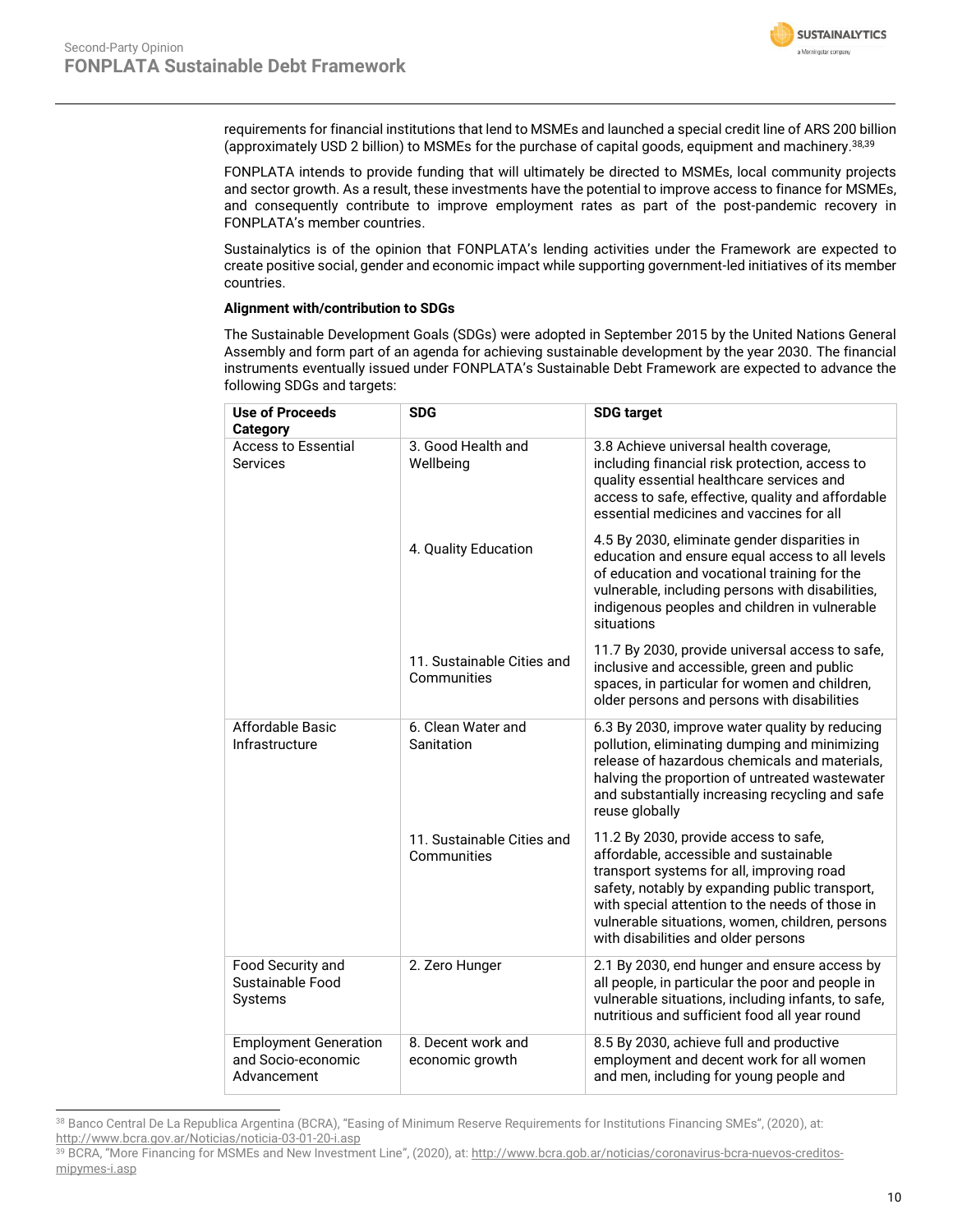requirements for financial institutions that lend to MSMEs and launched a special credit line of ARS 200 billion (approximately USD 2 billion) to MSMEs for the purchase of capital goods, equipment and machinery.[38,39]

FONPLATA intends to provide funding that will ultimately be directed to MSMEs, local community projects and sector growth. As a result, these investments have the potential to improve access to finance for MSMEs, and consequently contribute to improve employment rates as part of the post-pandemic recovery in FONPLATA's member countries.

Sustainalytics is of the opinion that FONPLATA's lending activities under the Framework are expected to create positive social, gender and economic impact while supporting government-led initiatives of its member countries.

**Alignment with/contribution to SDGs**

The Sustainable Development Goals (SDGs) were adopted in September 2015 by the United Nations General Assembly and form part of an agenda for achieving sustainable development by the year 2030. The financial instruments eventually issued under FONPLATA's Sustainable Debt Framework are expected to advance the following SDGs and targets:

| Use of Proceeds Category | SDG | SDG target |
|---|---|---|
| Access to Essential Services | 3. Good Health and Wellbeing | 3.8 Achieve universal health coverage, including financial risk protection, access to quality essential healthcare services and access to safe, effective, quality and affordable essential medicines and vaccines for all |
| | 4. Quality Education | 4.5 By 2030, eliminate gender disparities in education and ensure equal access to all levels of education and vocational training for the vulnerable, including persons with disabilities, indigenous peoples and children in vulnerable situations |
| | 11. Sustainable Cities and Communities | 11.7 By 2030, provide universal access to safe, inclusive and accessible, green and public spaces, in particular for women and children, older persons and persons with disabilities |
| Affordable Basic Infrastructure | 6. Clean Water and Sanitation | 6.3 By 2030, improve water quality by reducing pollution, eliminating dumping and minimizing release of hazardous chemicals and materials, halving the proportion of untreated wastewater and substantially increasing recycling and safe reuse globally |
| | 11. Sustainable Cities and Communities | 11.2 By 2030, provide access to safe, affordable, accessible and sustainable transport systems for all, improving road safety, notably by expanding public transport, with special attention to the needs of those in vulnerable situations, women, children, persons with disabilities and older persons |
| Food Security and Sustainable Food Systems | 2. Zero Hunger | 2.1 By 2030, end hunger and ensure access by all people, in particular the poor and people in vulnerable situations, including infants, to safe, nutritious and sufficient food all year round |
| Employment Generation and Socio-economic Advancement | 8. Decent work and economic growth | 8.5 By 2030, achieve full and productive employment and decent work for all women and men, including for young people and |

[38] Banco Central De La Republica Argentina (BCRA), "Easing of Minimum Reserve Requirements for Institutions Financing SMEs", (2020), at: http://www.bcra.gov.ar/Noticias/noticia-03-01-20-i.asp

[39] BCRA, "More Financing for MSMEs and New Investment Line", (2020), at: http://www.bcra.gob.ar/noticias/coronavirus-bcra-nuevos-creditos-mipymes-i.asp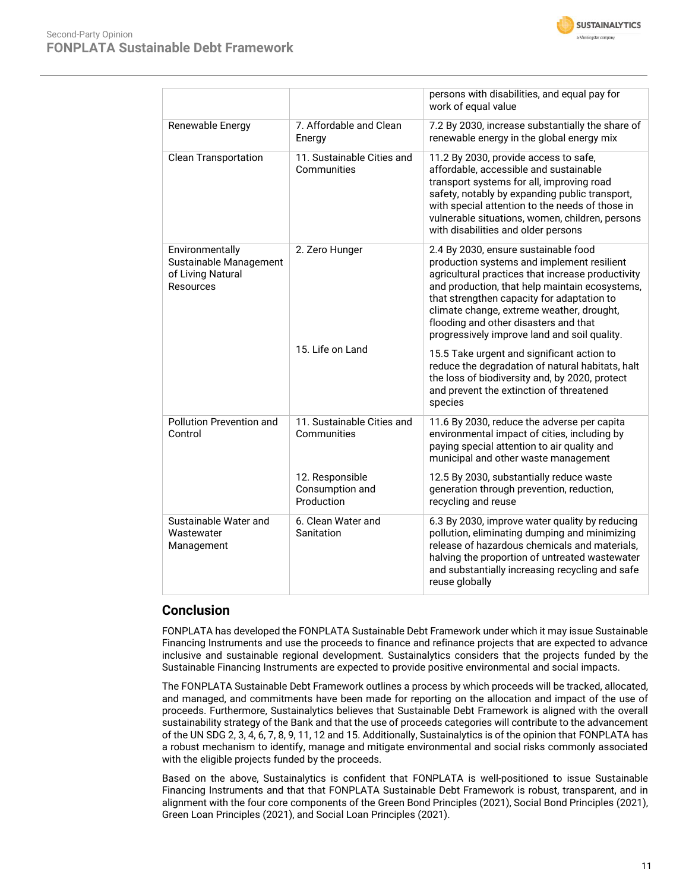| | | |
|---|---|---|
| | | persons with disabilities, and equal pay for work of equal value |
| Renewable Energy | 7. Affordable and Clean Energy | 7.2 By 2030, increase substantially the share of renewable energy in the global energy mix |
| Clean Transportation | 11. Sustainable Cities and Communities | 11.2 By 2030, provide access to safe, affordable, accessible and sustainable transport systems for all, improving road safety, notably by expanding public transport, with special attention to the needs of those in vulnerable situations, women, children, persons with disabilities and older persons |
| Environmentally Sustainable Management of Living Natural Resources | 2. Zero Hunger | 2.4 By 2030, ensure sustainable food production systems and implement resilient agricultural practices that increase productivity and production, that help maintain ecosystems, that strengthen capacity for adaptation to climate change, extreme weather, drought, flooding and other disasters and that progressively improve land and soil quality. |
| | 15. Life on Land | 15.5 Take urgent and significant action to reduce the degradation of natural habitats, halt the loss of biodiversity and, by 2020, protect and prevent the extinction of threatened species |
| Pollution Prevention and Control | 11. Sustainable Cities and Communities | 11.6 By 2030, reduce the adverse per capita environmental impact of cities, including by paying special attention to air quality and municipal and other waste management |
| | 12. Responsible Consumption and Production | 12.5 By 2030, substantially reduce waste generation through prevention, reduction, recycling and reuse |
| Sustainable Water and Wastewater Management | 6. Clean Water and Sanitation | 6.3 By 2030, improve water quality by reducing pollution, eliminating dumping and minimizing release of hazardous chemicals and materials, halving the proportion of untreated wastewater and substantially increasing recycling and safe reuse globally |

## Conclusion

FONPLATA has developed the FONPLATA Sustainable Debt Framework under which it may issue Sustainable Financing Instruments and use the proceeds to finance and refinance projects that are expected to advance inclusive and sustainable regional development. Sustainalytics considers that the projects funded by the Sustainable Financing Instruments are expected to provide positive environmental and social impacts.

The FONPLATA Sustainable Debt Framework outlines a process by which proceeds will be tracked, allocated, and managed, and commitments have been made for reporting on the allocation and impact of the use of proceeds. Furthermore, Sustainalytics believes that Sustainable Debt Framework is aligned with the overall sustainability strategy of the Bank and that the use of proceeds categories will contribute to the advancement of the UN SDG 2, 3, 4, 6, 7, 8, 9, 11, 12 and 15. Additionally, Sustainalytics is of the opinion that FONPLATA has a robust mechanism to identify, manage and mitigate environmental and social risks commonly associated with the eligible projects funded by the proceeds.

Based on the above, Sustainalytics is confident that FONPLATA is well-positioned to issue Sustainable Financing Instruments and that that FONPLATA Sustainable Debt Framework is robust, transparent, and in alignment with the four core components of the Green Bond Principles (2021), Social Bond Principles (2021), Green Loan Principles (2021), and Social Loan Principles (2021).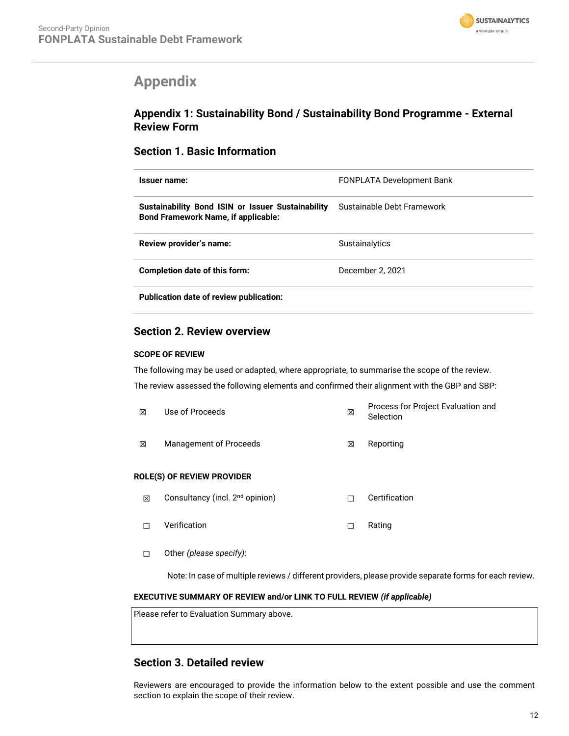# Appendix

## Appendix 1: Sustainability Bond / Sustainability Bond Programme - External Review Form

### Section 1. Basic Information

| | |
|---|---|
| **Issuer name:** | FONPLATA Development Bank |
| **Sustainability Bond ISIN or Issuer Sustainability Bond Framework Name, if applicable:** | Sustainable Debt Framework |
| **Review provider's name:** | Sustainalytics |
| **Completion date of this form:** | December 2, 2021 |
| **Publication date of review publication:** | |

### Section 2. Review overview

**SCOPE OF REVIEW**

The following may be used or adapted, where appropriate, to summarise the scope of the review.

The review assessed the following elements and confirmed their alignment with the GBP and SBP:

| | | | |
|---|---|---|---|
| ☒ | Use of Proceeds | ☒ | Process for Project Evaluation and Selection |
| ☒ | Management of Proceeds | ☒ | Reporting |

**ROLE(S) OF REVIEW PROVIDER**

| | | | |
|---|---|---|---|
| ☒ | Consultancy (incl. 2nd opinion) | ☐ | Certification |
| ☐ | Verification | ☐ | Rating |
| ☐ | Other *(please specify)*: | | |

Note: In case of multiple reviews / different providers, please provide separate forms for each review.

**EXECUTIVE SUMMARY OF REVIEW and/or LINK TO FULL REVIEW *(if applicable)***

| Please refer to Evaluation Summary above. |
|---|

### Section 3. Detailed review

Reviewers are encouraged to provide the information below to the extent possible and use the comment section to explain the scope of their review.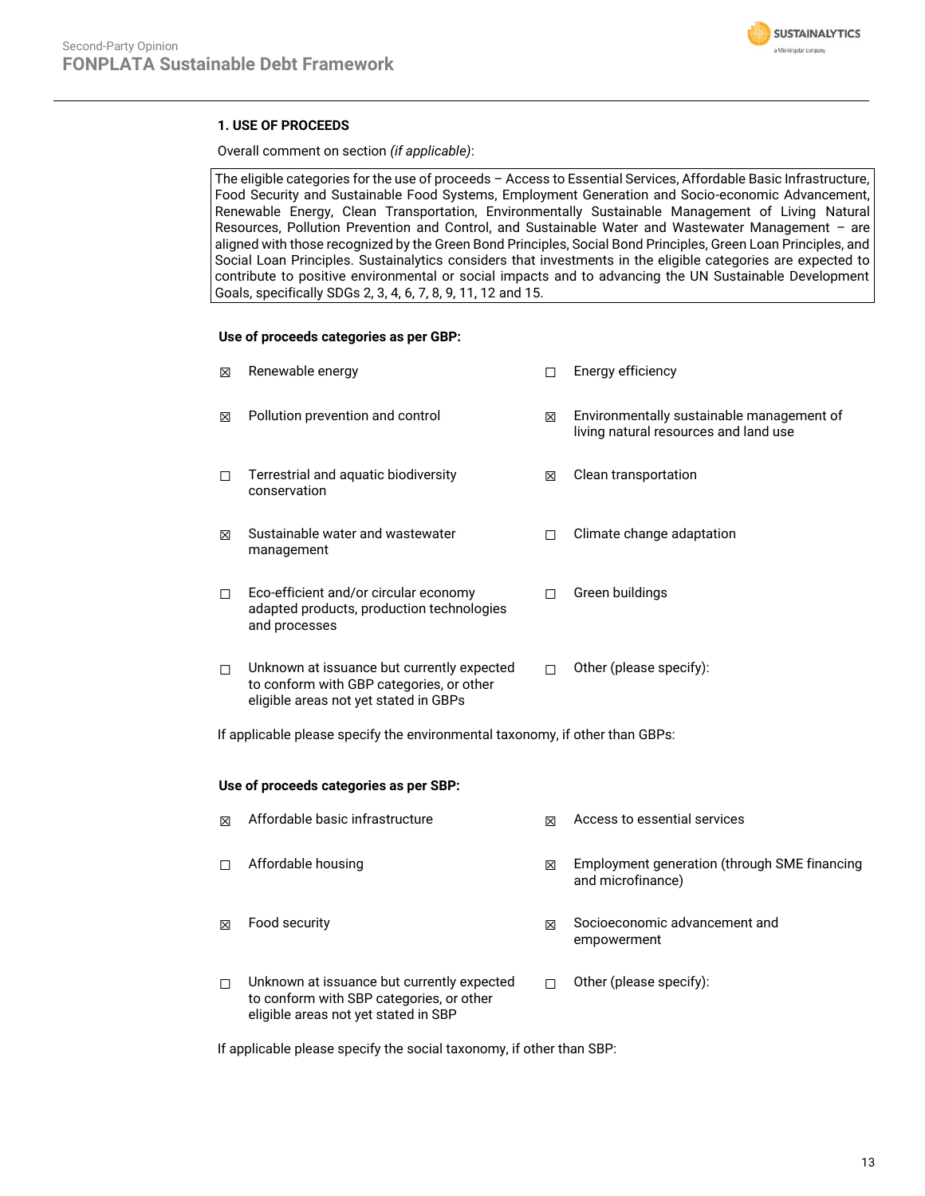### 1. USE OF PROCEEDS

Overall comment on section *(if applicable)*:

| The eligible categories for the use of proceeds – Access to Essential Services, Affordable Basic Infrastructure, Food Security and Sustainable Food Systems, Employment Generation and Socio-economic Advancement, Renewable Energy, Clean Transportation, Environmentally Sustainable Management of Living Natural Resources, Pollution Prevention and Control, and Sustainable Water and Wastewater Management – are aligned with those recognized by the Green Bond Principles, Social Bond Principles, Green Loan Principles, and Social Loan Principles. Sustainalytics considers that investments in the eligible categories are expected to contribute to positive environmental or social impacts and to advancing the UN Sustainable Development Goals, specifically SDGs 2, 3, 4, 6, 7, 8, 9, 11, 12 and 15. |
|---|

**Use of proceeds categories as per GBP:**

| | | | |
|---|---|---|---|
| ☒ | Renewable energy | ☐ | Energy efficiency |
| ☒ | Pollution prevention and control | ☒ | Environmentally sustainable management of living natural resources and land use |
| ☐ | Terrestrial and aquatic biodiversity conservation | ☒ | Clean transportation |
| ☒ | Sustainable water and wastewater management | ☐ | Climate change adaptation |
| ☐ | Eco-efficient and/or circular economy adapted products, production technologies and processes | ☐ | Green buildings |
| ☐ | Unknown at issuance but currently expected to conform with GBP categories, or other eligible areas not yet stated in GBPs | ☐ | Other (please specify): |

If applicable please specify the environmental taxonomy, if other than GBPs:

**Use of proceeds categories as per SBP:**

| | | | |
|---|---|---|---|
| ☒ | Affordable basic infrastructure | ☒ | Access to essential services |
| ☐ | Affordable housing | ☒ | Employment generation (through SME financing and microfinance) |
| ☒ | Food security | ☒ | Socioeconomic advancement and empowerment |
| ☐ | Unknown at issuance but currently expected to conform with SBP categories, or other eligible areas not yet stated in SBP | ☐ | Other (please specify): |

If applicable please specify the social taxonomy, if other than SBP: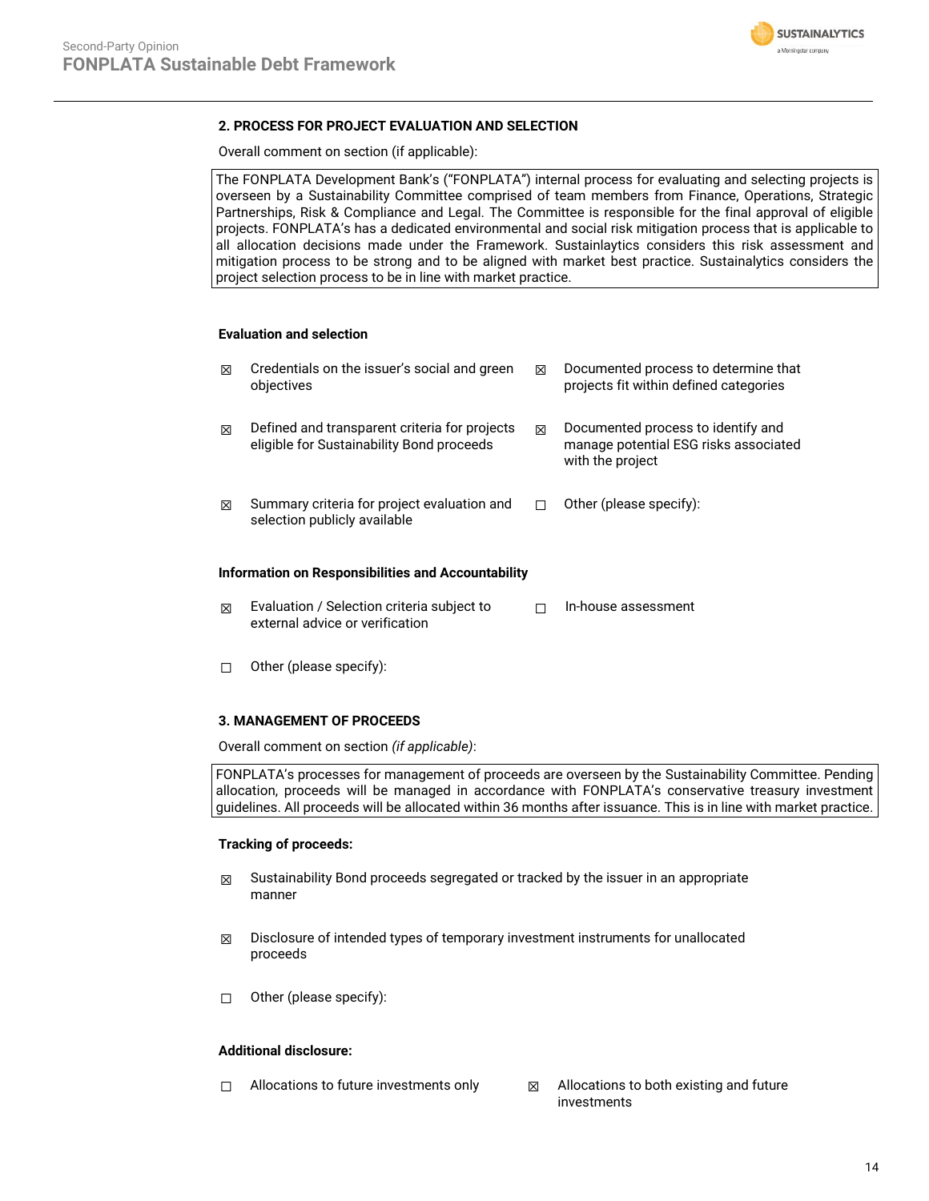## 2. PROCESS FOR PROJECT EVALUATION AND SELECTION

Overall comment on section (if applicable):

> The FONPLATA Development Bank's ("FONPLATA") internal process for evaluating and selecting projects is overseen by a Sustainability Committee comprised of team members from Finance, Operations, Strategic Partnerships, Risk & Compliance and Legal. The Committee is responsible for the final approval of eligible projects. FONPLATA's has a dedicated environmental and social risk mitigation process that is applicable to all allocation decisions made under the Framework. Sustainlaytics considers this risk assessment and mitigation process to be strong and to be aligned with market best practice. Sustainalytics considers the project selection process to be in line with market practice.

**Evaluation and selection**

- ☒ Credentials on the issuer's social and green objectives
- ☒ Documented process to determine that projects fit within defined categories
- ☒ Defined and transparent criteria for projects eligible for Sustainability Bond proceeds
- ☒ Documented process to identify and manage potential ESG risks associated with the project
- ☒ Summary criteria for project evaluation and selection publicly available
- ☐ Other (please specify):

**Information on Responsibilities and Accountability**

- ☒ Evaluation / Selection criteria subject to external advice or verification
- ☐ In-house assessment
- ☐ Other (please specify):

## 3. MANAGEMENT OF PROCEEDS

Overall comment on section *(if applicable)*:

> FONPLATA's processes for management of proceeds are overseen by the Sustainability Committee. Pending allocation, proceeds will be managed in accordance with FONPLATA's conservative treasury investment guidelines. All proceeds will be allocated within 36 months after issuance. This is in line with market practice.

**Tracking of proceeds:**

- ☒ Sustainability Bond proceeds segregated or tracked by the issuer in an appropriate manner
- ☒ Disclosure of intended types of temporary investment instruments for unallocated proceeds
- ☐ Other (please specify):

**Additional disclosure:**

- ☐ Allocations to future investments only
- ☒ Allocations to both existing and future investments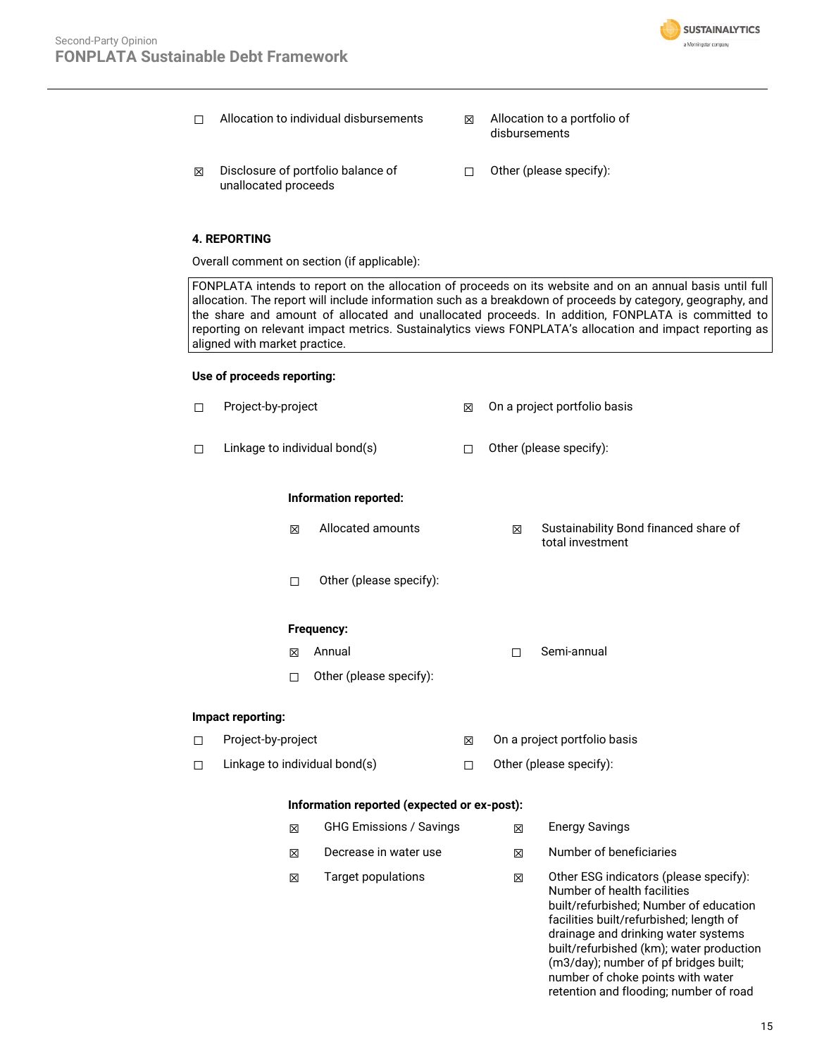☐ Allocation to individual disbursements

☒ Allocation to a portfolio of disbursements

☒ Disclosure of portfolio balance of unallocated proceeds

☐ Other (please specify):

**4. REPORTING**

Overall comment on section (if applicable):

FONPLATA intends to report on the allocation of proceeds on its website and on an annual basis until full allocation. The report will include information such as a breakdown of proceeds by category, geography, and the share and amount of allocated and unallocated proceeds. In addition, FONPLATA is committed to reporting on relevant impact metrics. Sustainalytics views FONPLATA's allocation and impact reporting as aligned with market practice.

**Use of proceeds reporting:**

☐ Project-by-project

☒ On a project portfolio basis

☐ Linkage to individual bond(s)

☐ Other (please specify):

**Information reported:**

☒ Allocated amounts

☒ Sustainability Bond financed share of total investment

☐ Other (please specify):

**Frequency:**

☒ Annual

☐ Semi-annual

☐ Other (please specify):

**Impact reporting:**

☐ Project-by-project

☒ On a project portfolio basis

☐ Linkage to individual bond(s)

☐ Other (please specify):

**Information reported (expected or ex-post):**

☒ GHG Emissions / Savings

☒ Energy Savings

☒ Decrease in water use

☒ Number of beneficiaries

☒ Target populations

☒ Other ESG indicators (please specify): Number of health facilities built/refurbished; Number of education facilities built/refurbished; length of drainage and drinking water systems built/refurbished (km); water production (m3/day); number of pf bridges built; number of choke points with water retention and flooding; number of road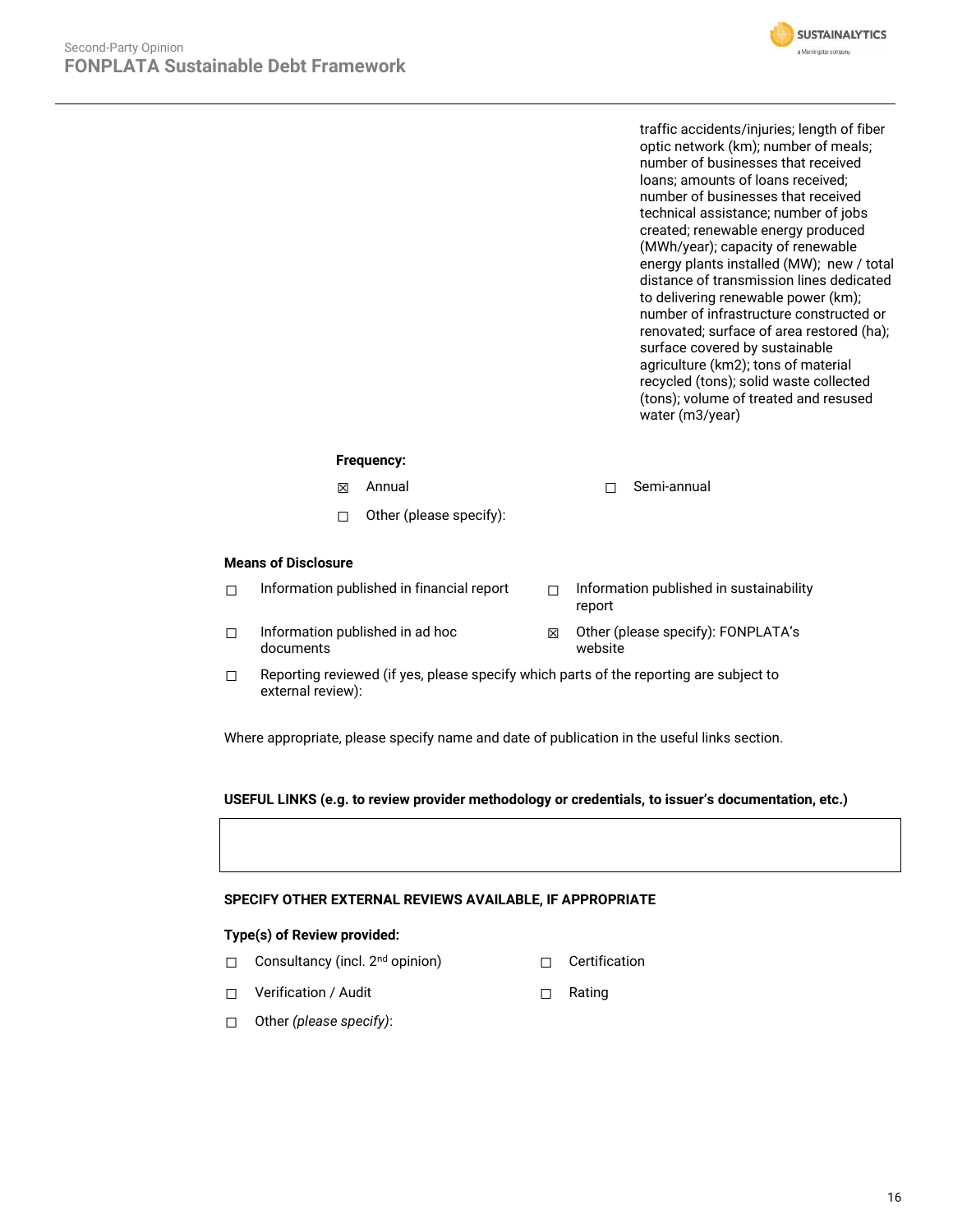traffic accidents/injuries; length of fiber optic network (km); number of meals; number of businesses that received loans; amounts of loans received; number of businesses that received technical assistance; number of jobs created; renewable energy produced (MWh/year); capacity of renewable energy plants installed (MW); new / total distance of transmission lines dedicated to delivering renewable power (km); number of infrastructure constructed or renovated; surface of area restored (ha); surface covered by sustainable agriculture (km2); tons of material recycled (tons); solid waste collected (tons); volume of treated and resused water (m3/year)

**Frequency:**

- ☒ Annual
- ☐ Semi-annual
- ☐ Other (please specify):

**Means of Disclosure**

- ☐ Information published in financial report
- ☐ Information published in sustainability report
- ☐ Information published in ad hoc documents
- ☒ Other (please specify): FONPLATA's website
- ☐ Reporting reviewed (if yes, please specify which parts of the reporting are subject to external review):

Where appropriate, please specify name and date of publication in the useful links section.

**USEFUL LINKS (e.g. to review provider methodology or credentials, to issuer's documentation, etc.)**

**SPECIFY OTHER EXTERNAL REVIEWS AVAILABLE, IF APPROPRIATE**

**Type(s) of Review provided:**

- ☐ Consultancy (incl. 2nd opinion)
- ☐ Certification
- ☐ Verification / Audit
- ☐ Rating
- ☐ Other *(please specify)*: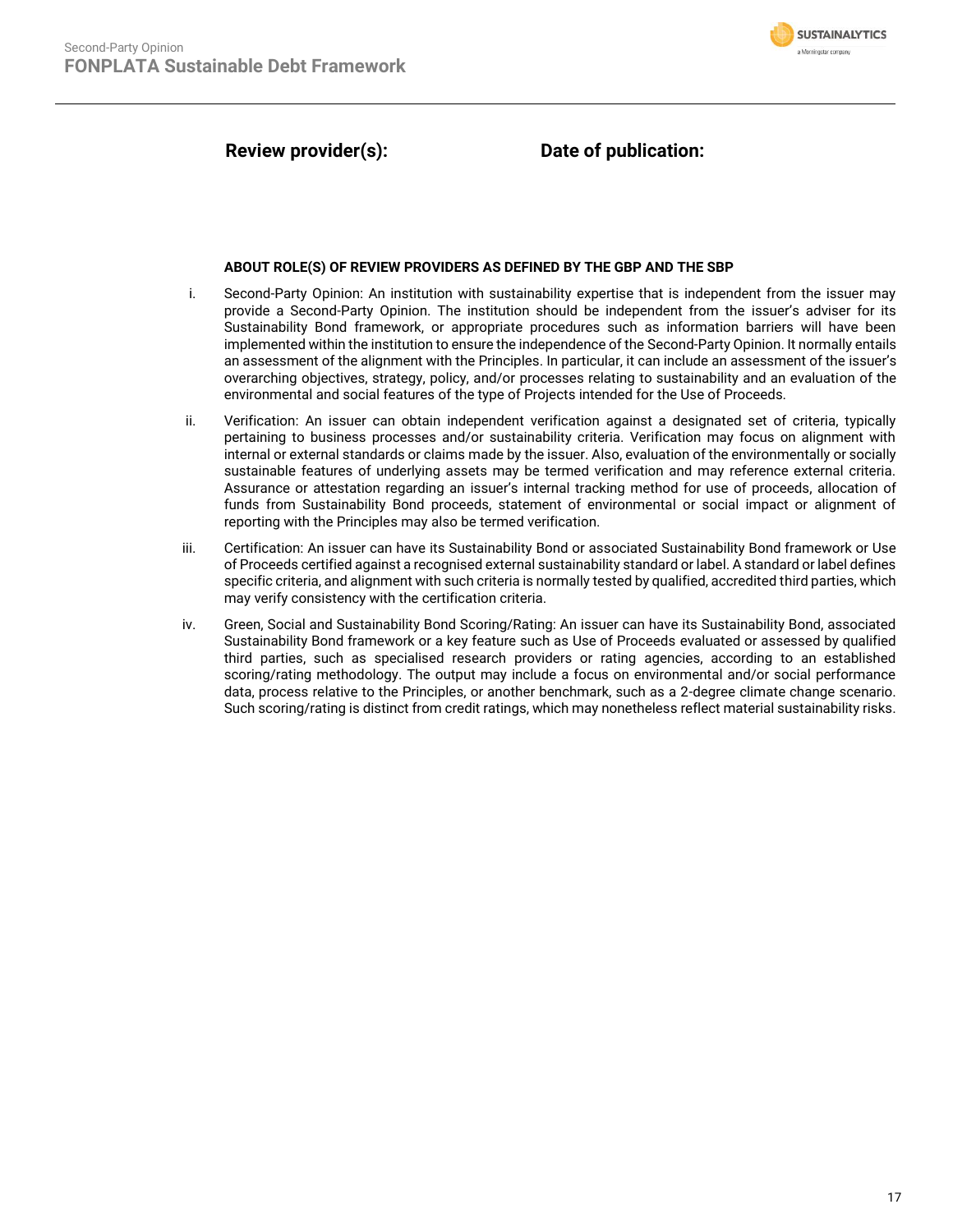**Review provider(s):** **Date of publication:**

**ABOUT ROLE(S) OF REVIEW PROVIDERS AS DEFINED BY THE GBP AND THE SBP**

i. Second-Party Opinion: An institution with sustainability expertise that is independent from the issuer may provide a Second-Party Opinion. The institution should be independent from the issuer's adviser for its Sustainability Bond framework, or appropriate procedures such as information barriers will have been implemented within the institution to ensure the independence of the Second-Party Opinion. It normally entails an assessment of the alignment with the Principles. In particular, it can include an assessment of the issuer's overarching objectives, strategy, policy, and/or processes relating to sustainability and an evaluation of the environmental and social features of the type of Projects intended for the Use of Proceeds.

ii. Verification: An issuer can obtain independent verification against a designated set of criteria, typically pertaining to business processes and/or sustainability criteria. Verification may focus on alignment with internal or external standards or claims made by the issuer. Also, evaluation of the environmentally or socially sustainable features of underlying assets may be termed verification and may reference external criteria. Assurance or attestation regarding an issuer's internal tracking method for use of proceeds, allocation of funds from Sustainability Bond proceeds, statement of environmental or social impact or alignment of reporting with the Principles may also be termed verification.

iii. Certification: An issuer can have its Sustainability Bond or associated Sustainability Bond framework or Use of Proceeds certified against a recognised external sustainability standard or label. A standard or label defines specific criteria, and alignment with such criteria is normally tested by qualified, accredited third parties, which may verify consistency with the certification criteria.

iv. Green, Social and Sustainability Bond Scoring/Rating: An issuer can have its Sustainability Bond, associated Sustainability Bond framework or a key feature such as Use of Proceeds evaluated or assessed by qualified third parties, such as specialised research providers or rating agencies, according to an established scoring/rating methodology. The output may include a focus on environmental and/or social performance data, process relative to the Principles, or another benchmark, such as a 2-degree climate change scenario. Such scoring/rating is distinct from credit ratings, which may nonetheless reflect material sustainability risks.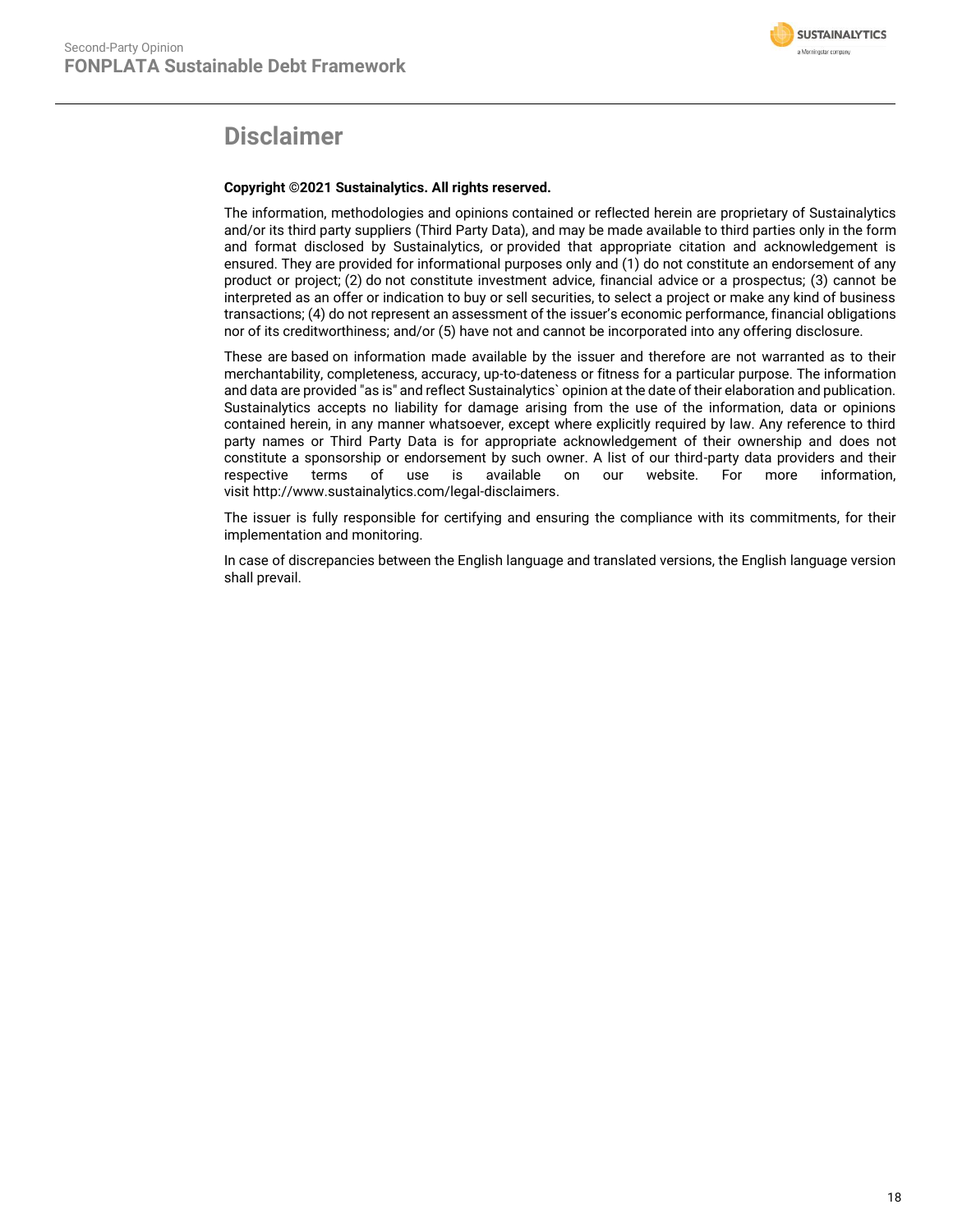# Disclaimer

**Copyright ©2021 Sustainalytics. All rights reserved.**

The information, methodologies and opinions contained or reflected herein are proprietary of Sustainalytics and/or its third party suppliers (Third Party Data), and may be made available to third parties only in the form and format disclosed by Sustainalytics, or provided that appropriate citation and acknowledgement is ensured. They are provided for informational purposes only and (1) do not constitute an endorsement of any product or project; (2) do not constitute investment advice, financial advice or a prospectus; (3) cannot be interpreted as an offer or indication to buy or sell securities, to select a project or make any kind of business transactions; (4) do not represent an assessment of the issuer's economic performance, financial obligations nor of its creditworthiness; and/or (5) have not and cannot be incorporated into any offering disclosure.

These are based on information made available by the issuer and therefore are not warranted as to their merchantability, completeness, accuracy, up-to-dateness or fitness for a particular purpose. The information and data are provided "as is" and reflect Sustainalytics` opinion at the date of their elaboration and publication. Sustainalytics accepts no liability for damage arising from the use of the information, data or opinions contained herein, in any manner whatsoever, except where explicitly required by law. Any reference to third party names or Third Party Data is for appropriate acknowledgement of their ownership and does not constitute a sponsorship or endorsement by such owner. A list of our third-party data providers and their respective terms of use is available on our website. For more information, visit http://www.sustainalytics.com/legal-disclaimers.

The issuer is fully responsible for certifying and ensuring the compliance with its commitments, for their implementation and monitoring.

In case of discrepancies between the English language and translated versions, the English language version shall prevail.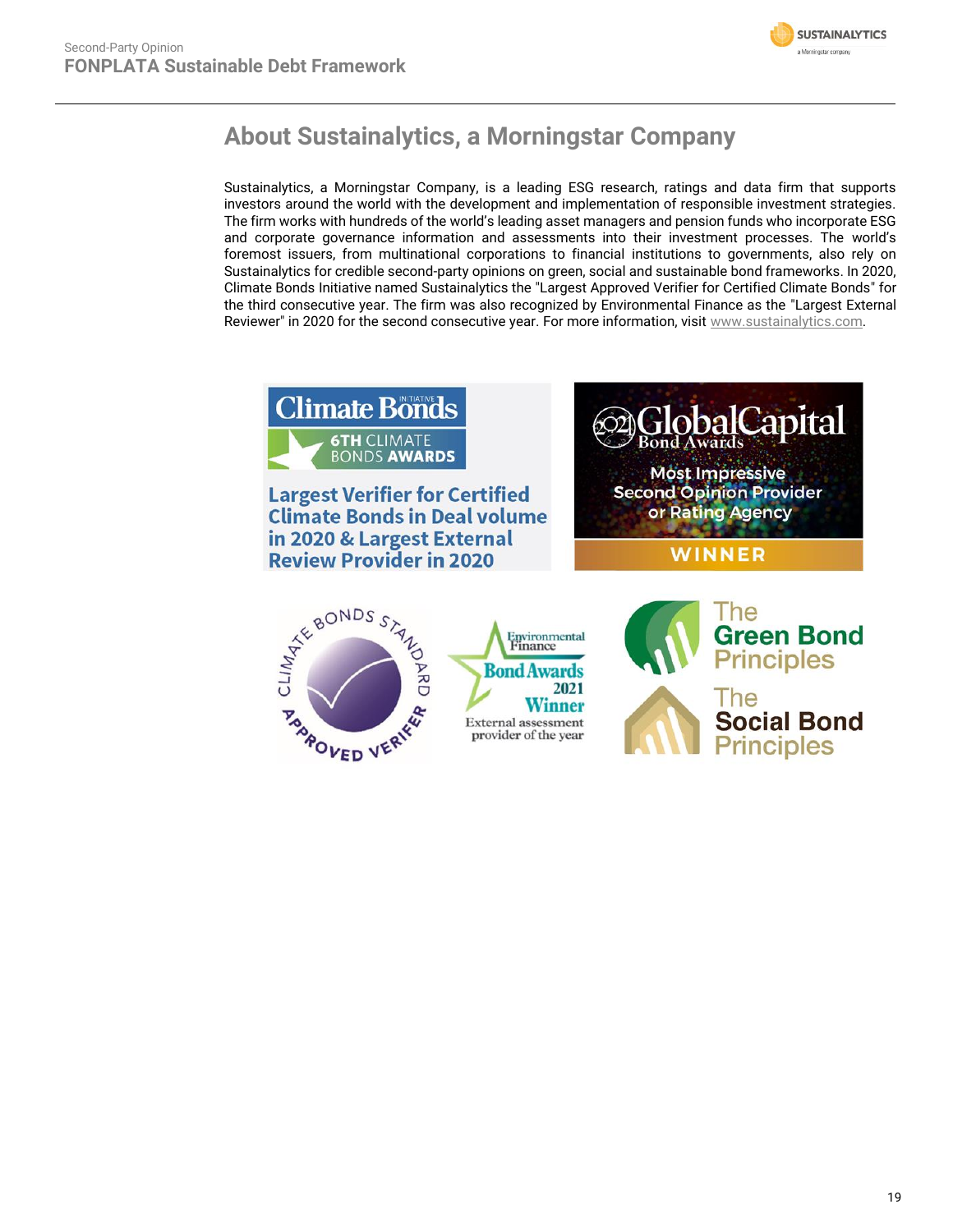## About Sustainalytics, a Morningstar Company

Sustainalytics, a Morningstar Company, is a leading ESG research, ratings and data firm that supports investors around the world with the development and implementation of responsible investment strategies. The firm works with hundreds of the world's leading asset managers and pension funds who incorporate ESG and corporate governance information and assessments into their investment processes. The world's foremost issuers, from multinational corporations to financial institutions to governments, also rely on Sustainalytics for credible second-party opinions on green, social and sustainable bond frameworks. In 2020, Climate Bonds Initiative named Sustainalytics the "Largest Approved Verifier for Certified Climate Bonds" for the third consecutive year. The firm was also recognized by Environmental Finance as the "Largest External Reviewer" in 2020 for the second consecutive year. For more information, visit www.sustainalytics.com.

Climate Bonds Initiative
6TH CLIMATE BONDS AWARDS
Largest Verifier for Certified Climate Bonds in Deal volume in 2020 & Largest External Review Provider in 2020

2021 GlobalCapital Bond Awards
Most Impressive Second Opinion Provider or Rating Agency
WINNER

CLIMATE BONDS STANDARD APPROVED VERIFIER

Environmental Finance
Bond Awards 2021 Winner
External assessment provider of the year

The Green Bond Principles

The Social Bond Principles